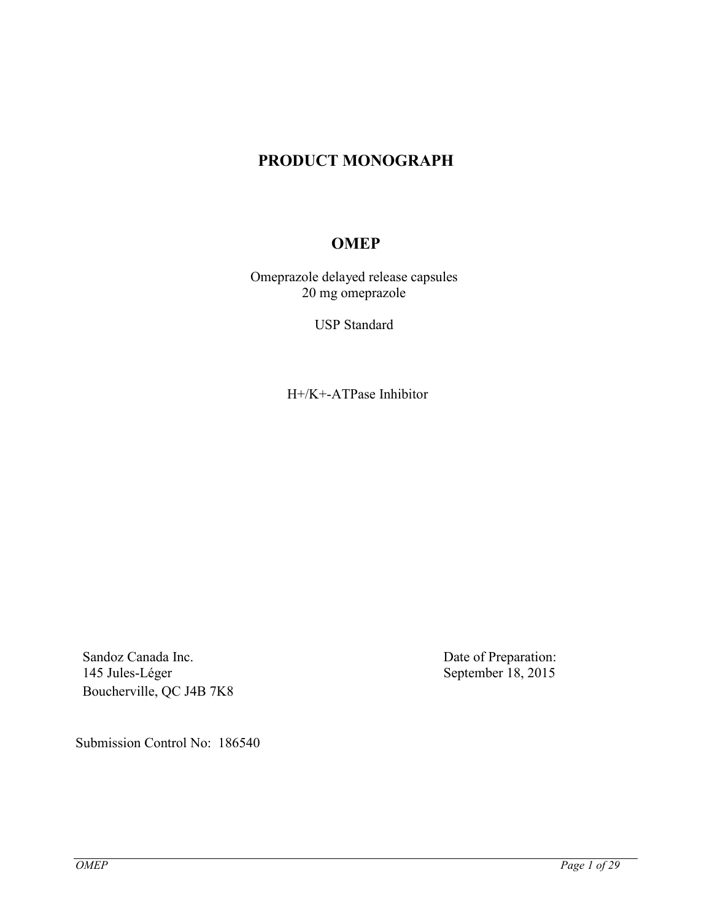# PRODUCT MONOGRAPH

## OMEP

Omeprazole delayed release capsules
20 mg omeprazole

USP Standard

H+/K+-ATPase Inhibitor

Sandoz Canada Inc.
145 Jules-Léger
Boucherville, QC J4B 7K8

Date of Preparation:
September 18, 2015

Submission Control No: 186540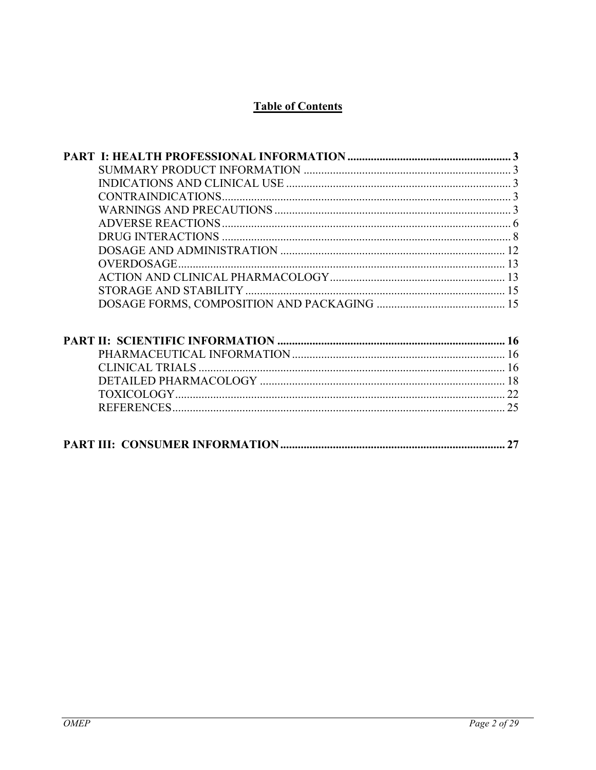# Table of Contents

**PART I: HEALTH PROFESSIONAL INFORMATION** .......... **3**
- SUMMARY PRODUCT INFORMATION .......... 3
- INDICATIONS AND CLINICAL USE .......... 3
- CONTRAINDICATIONS .......... 3
- WARNINGS AND PRECAUTIONS .......... 3
- ADVERSE REACTIONS .......... 6
- DRUG INTERACTIONS .......... 8
- DOSAGE AND ADMINISTRATION .......... 12
- OVERDOSAGE .......... 13
- ACTION AND CLINICAL PHARMACOLOGY .......... 13
- STORAGE AND STABILITY .......... 15
- DOSAGE FORMS, COMPOSITION AND PACKAGING .......... 15

**PART II: SCIENTIFIC INFORMATION** .......... **16**
- PHARMACEUTICAL INFORMATION .......... 16
- CLINICAL TRIALS .......... 16
- DETAILED PHARMACOLOGY .......... 18
- TOXICOLOGY .......... 22
- REFERENCES .......... 25

**PART III: CONSUMER INFORMATION** .......... **27**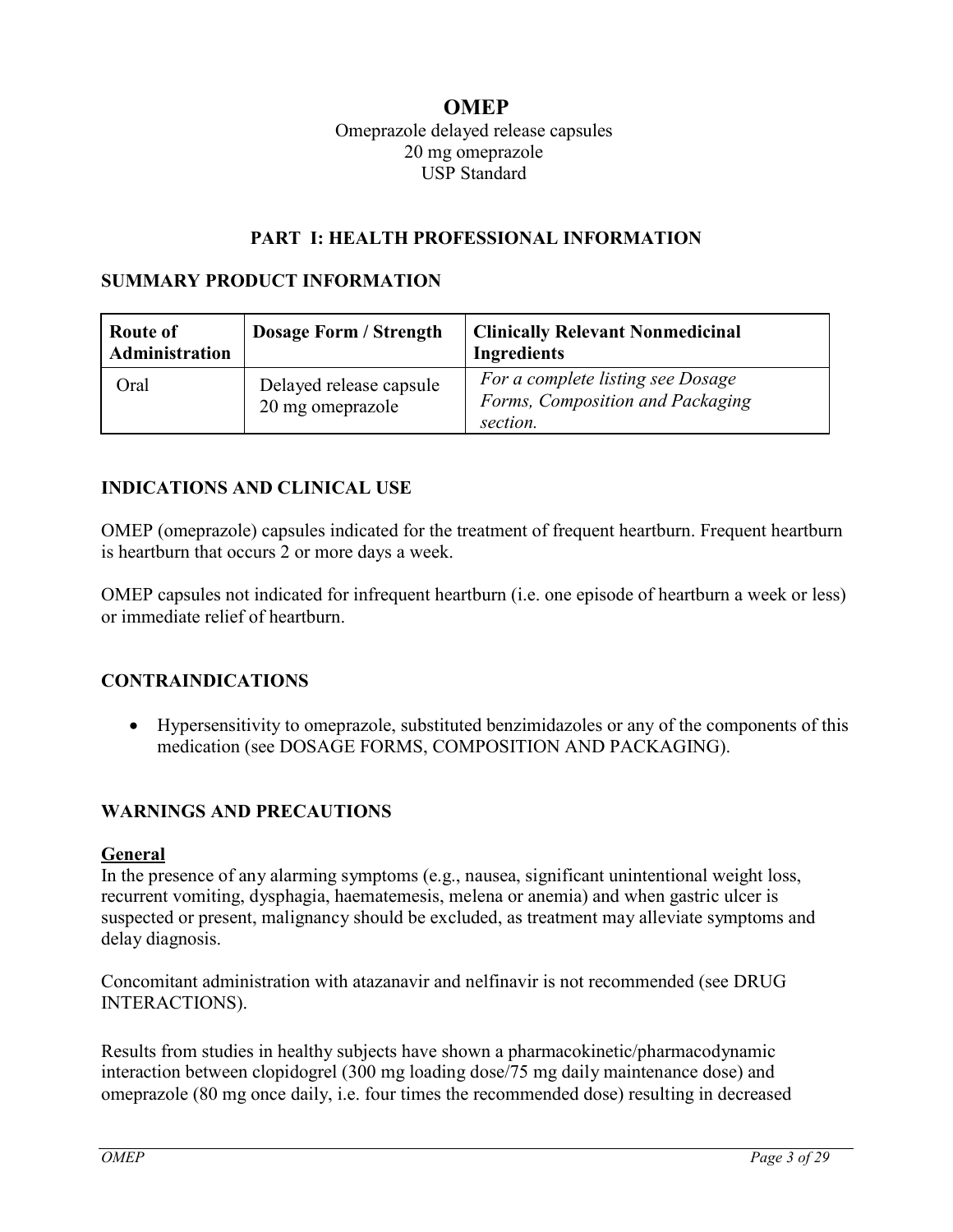# OMEP

Omeprazole delayed release capsules
20 mg omeprazole
USP Standard

## PART I: HEALTH PROFESSIONAL INFORMATION

### SUMMARY PRODUCT INFORMATION

| Route of Administration | Dosage Form / Strength | Clinically Relevant Nonmedicinal Ingredients |
| --- | --- | --- |
| Oral | Delayed release capsule 20 mg omeprazole | *For a complete listing see Dosage Forms, Composition and Packaging section.* |

### INDICATIONS AND CLINICAL USE

OMEP (omeprazole) capsules indicated for the treatment of frequent heartburn. Frequent heartburn is heartburn that occurs 2 or more days a week.

OMEP capsules not indicated for infrequent heartburn (i.e. one episode of heartburn a week or less) or immediate relief of heartburn.

### CONTRAINDICATIONS

- Hypersensitivity to omeprazole, substituted benzimidazoles or any of the components of this medication (see DOSAGE FORMS, COMPOSITION AND PACKAGING).

### WARNINGS AND PRECAUTIONS

**General**

In the presence of any alarming symptoms (e.g., nausea, significant unintentional weight loss, recurrent vomiting, dysphagia, haematemesis, melena or anemia) and when gastric ulcer is suspected or present, malignancy should be excluded, as treatment may alleviate symptoms and delay diagnosis.

Concomitant administration with atazanavir and nelfinavir is not recommended (see DRUG INTERACTIONS).

Results from studies in healthy subjects have shown a pharmacokinetic/pharmacodynamic interaction between clopidogrel (300 mg loading dose/75 mg daily maintenance dose) and omeprazole (80 mg once daily, i.e. four times the recommended dose) resulting in decreased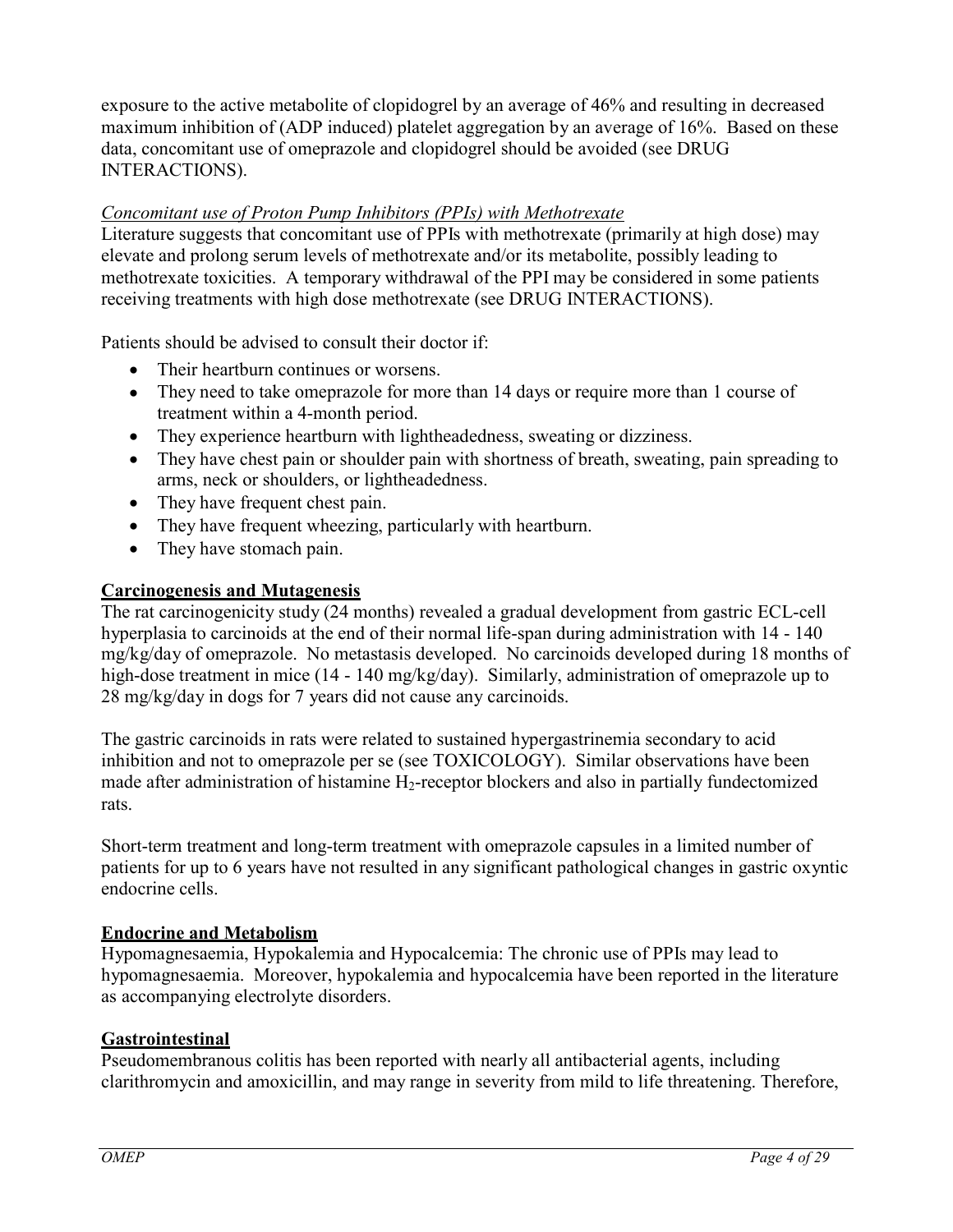exposure to the active metabolite of clopidogrel by an average of 46% and resulting in decreased maximum inhibition of (ADP induced) platelet aggregation by an average of 16%. Based on these data, concomitant use of omeprazole and clopidogrel should be avoided (see DRUG INTERACTIONS).

*Concomitant use of Proton Pump Inhibitors (PPIs) with Methotrexate*

Literature suggests that concomitant use of PPIs with methotrexate (primarily at high dose) may elevate and prolong serum levels of methotrexate and/or its metabolite, possibly leading to methotrexate toxicities. A temporary withdrawal of the PPI may be considered in some patients receiving treatments with high dose methotrexate (see DRUG INTERACTIONS).

Patients should be advised to consult their doctor if:

- Their heartburn continues or worsens.
- They need to take omeprazole for more than 14 days or require more than 1 course of treatment within a 4-month period.
- They experience heartburn with lightheadedness, sweating or dizziness.
- They have chest pain or shoulder pain with shortness of breath, sweating, pain spreading to arms, neck or shoulders, or lightheadedness.
- They have frequent chest pain.
- They have frequent wheezing, particularly with heartburn.
- They have stomach pain.

**Carcinogenesis and Mutagenesis**

The rat carcinogenicity study (24 months) revealed a gradual development from gastric ECL-cell hyperplasia to carcinoids at the end of their normal life-span during administration with 14 - 140 mg/kg/day of omeprazole. No metastasis developed. No carcinoids developed during 18 months of high-dose treatment in mice (14 - 140 mg/kg/day). Similarly, administration of omeprazole up to 28 mg/kg/day in dogs for 7 years did not cause any carcinoids.

The gastric carcinoids in rats were related to sustained hypergastrinemia secondary to acid inhibition and not to omeprazole per se (see TOXICOLOGY). Similar observations have been made after administration of histamine $H_2$-receptor blockers and also in partially fundectomized rats.

Short-term treatment and long-term treatment with omeprazole capsules in a limited number of patients for up to 6 years have not resulted in any significant pathological changes in gastric oxyntic endocrine cells.

**Endocrine and Metabolism**

Hypomagnesaemia, Hypokalemia and Hypocalcemia: The chronic use of PPIs may lead to hypomagnesaemia. Moreover, hypokalemia and hypocalcemia have been reported in the literature as accompanying electrolyte disorders.

**Gastrointestinal**

Pseudomembranous colitis has been reported with nearly all antibacterial agents, including clarithromycin and amoxicillin, and may range in severity from mild to life threatening. Therefore,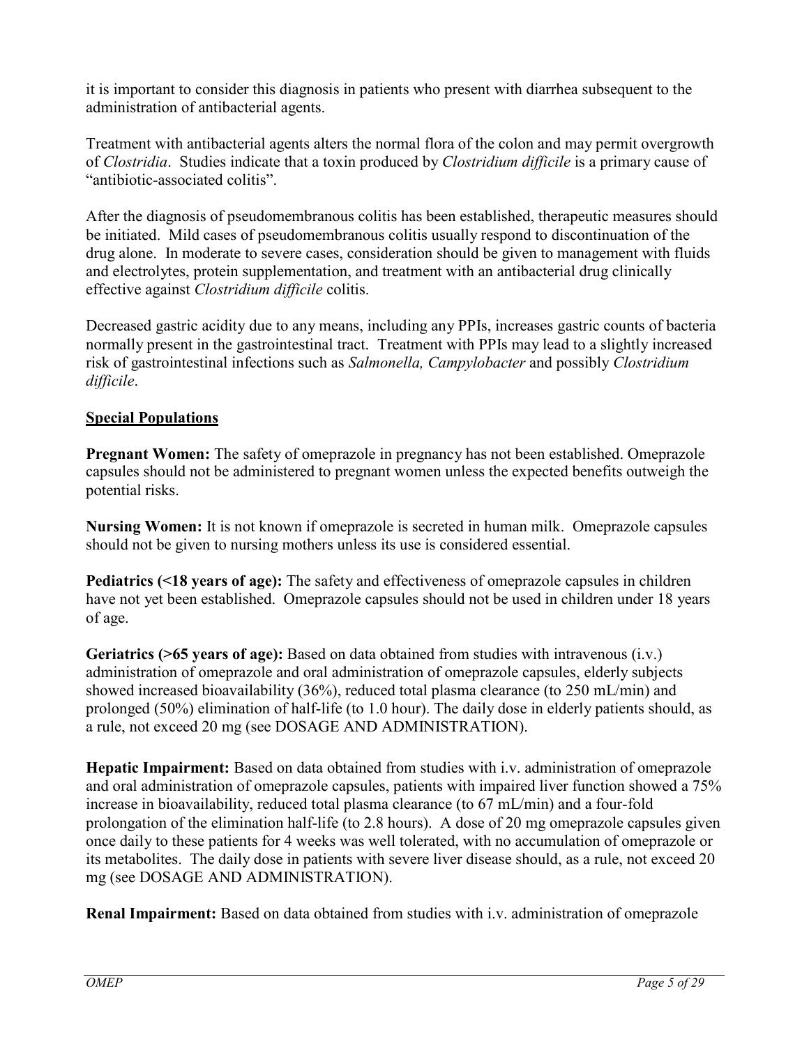it is important to consider this diagnosis in patients who present with diarrhea subsequent to the administration of antibacterial agents.

Treatment with antibacterial agents alters the normal flora of the colon and may permit overgrowth of *Clostridia*. Studies indicate that a toxin produced by *Clostridium difficile* is a primary cause of "antibiotic-associated colitis".

After the diagnosis of pseudomembranous colitis has been established, therapeutic measures should be initiated. Mild cases of pseudomembranous colitis usually respond to discontinuation of the drug alone. In moderate to severe cases, consideration should be given to management with fluids and electrolytes, protein supplementation, and treatment with an antibacterial drug clinically effective against *Clostridium difficile* colitis.

Decreased gastric acidity due to any means, including any PPIs, increases gastric counts of bacteria normally present in the gastrointestinal tract. Treatment with PPIs may lead to a slightly increased risk of gastrointestinal infections such as *Salmonella, Campylobacter* and possibly *Clostridium difficile*.

## Special Populations

**Pregnant Women:** The safety of omeprazole in pregnancy has not been established. Omeprazole capsules should not be administered to pregnant women unless the expected benefits outweigh the potential risks.

**Nursing Women:** It is not known if omeprazole is secreted in human milk. Omeprazole capsules should not be given to nursing mothers unless its use is considered essential.

**Pediatrics (<18 years of age):** The safety and effectiveness of omeprazole capsules in children have not yet been established. Omeprazole capsules should not be used in children under 18 years of age.

**Geriatrics (>65 years of age):** Based on data obtained from studies with intravenous (i.v.) administration of omeprazole and oral administration of omeprazole capsules, elderly subjects showed increased bioavailability (36%), reduced total plasma clearance (to 250 mL/min) and prolonged (50%) elimination of half-life (to 1.0 hour). The daily dose in elderly patients should, as a rule, not exceed 20 mg (see DOSAGE AND ADMINISTRATION).

**Hepatic Impairment:** Based on data obtained from studies with i.v. administration of omeprazole and oral administration of omeprazole capsules, patients with impaired liver function showed a 75% increase in bioavailability, reduced total plasma clearance (to 67 mL/min) and a four-fold prolongation of the elimination half-life (to 2.8 hours). A dose of 20 mg omeprazole capsules given once daily to these patients for 4 weeks was well tolerated, with no accumulation of omeprazole or its metabolites. The daily dose in patients with severe liver disease should, as a rule, not exceed 20 mg (see DOSAGE AND ADMINISTRATION).

**Renal Impairment:** Based on data obtained from studies with i.v. administration of omeprazole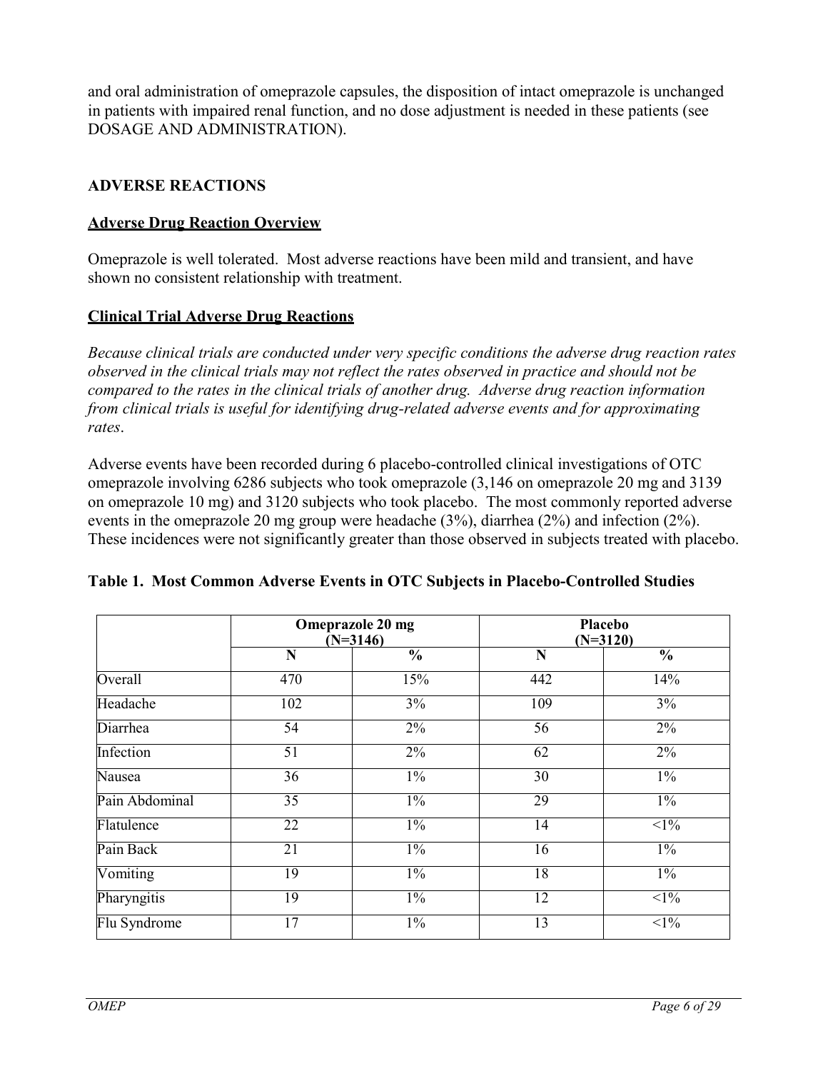and oral administration of omeprazole capsules, the disposition of intact omeprazole is unchanged in patients with impaired renal function, and no dose adjustment is needed in these patients (see DOSAGE AND ADMINISTRATION).

## ADVERSE REACTIONS

### Adverse Drug Reaction Overview

Omeprazole is well tolerated. Most adverse reactions have been mild and transient, and have shown no consistent relationship with treatment.

### Clinical Trial Adverse Drug Reactions

*Because clinical trials are conducted under very specific conditions the adverse drug reaction rates observed in the clinical trials may not reflect the rates observed in practice and should not be compared to the rates in the clinical trials of another drug. Adverse drug reaction information from clinical trials is useful for identifying drug-related adverse events and for approximating rates*.

Adverse events have been recorded during 6 placebo-controlled clinical investigations of OTC omeprazole involving 6286 subjects who took omeprazole (3,146 on omeprazole 20 mg and 3139 on omeprazole 10 mg) and 3120 subjects who took placebo. The most commonly reported adverse events in the omeprazole 20 mg group were headache (3%), diarrhea (2%) and infection (2%). These incidences were not significantly greater than those observed in subjects treated with placebo.

**Table 1. Most Common Adverse Events in OTC Subjects in Placebo-Controlled Studies**

| | Omeprazole 20 mg (N=3146) | | Placebo (N=3120) | |
|---|---|---|---|---|
| | N | % | N | % |
| Overall | 470 | 15% | 442 | 14% |
| Headache | 102 | 3% | 109 | 3% |
| Diarrhea | 54 | 2% | 56 | 2% |
| Infection | 51 | 2% | 62 | 2% |
| Nausea | 36 | 1% | 30 | 1% |
| Pain Abdominal | 35 | 1% | 29 | 1% |
| Flatulence | 22 | 1% | 14 | <1% |
| Pain Back | 21 | 1% | 16 | 1% |
| Vomiting | 19 | 1% | 18 | 1% |
| Pharyngitis | 19 | 1% | 12 | <1% |
| Flu Syndrome | 17 | 1% | 13 | <1% |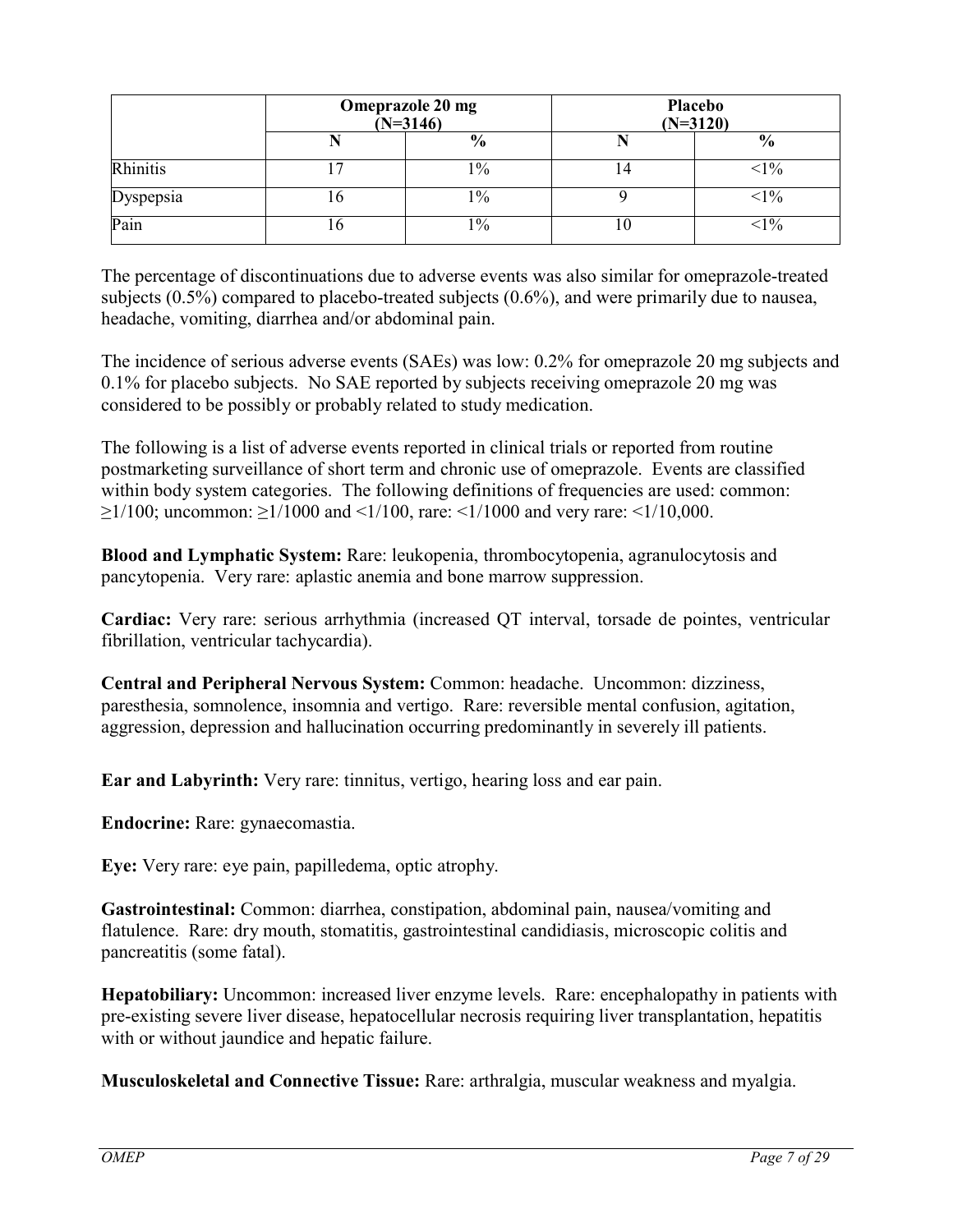| | Omeprazole 20 mg (N=3146) | | Placebo (N=3120) | |
|---|---|---|---|---|
| | N | % | N | % |
| Rhinitis | 17 | 1% | 14 | <1% |
| Dyspepsia | 16 | 1% | 9 | <1% |
| Pain | 16 | 1% | 10 | <1% |

The percentage of discontinuations due to adverse events was also similar for omeprazole-treated subjects (0.5%) compared to placebo-treated subjects (0.6%), and were primarily due to nausea, headache, vomiting, diarrhea and/or abdominal pain.

The incidence of serious adverse events (SAEs) was low: 0.2% for omeprazole 20 mg subjects and 0.1% for placebo subjects. No SAE reported by subjects receiving omeprazole 20 mg was considered to be possibly or probably related to study medication.

The following is a list of adverse events reported in clinical trials or reported from routine postmarketing surveillance of short term and chronic use of omeprazole. Events are classified within body system categories. The following definitions of frequencies are used: common: ≥1/100; uncommon: ≥1/1000 and <1/100, rare: <1/1000 and very rare: <1/10,000.

**Blood and Lymphatic System:** Rare: leukopenia, thrombocytopenia, agranulocytosis and pancytopenia. Very rare: aplastic anemia and bone marrow suppression.

**Cardiac:** Very rare: serious arrhythmia (increased QT interval, torsade de pointes, ventricular fibrillation, ventricular tachycardia).

**Central and Peripheral Nervous System:** Common: headache. Uncommon: dizziness, paresthesia, somnolence, insomnia and vertigo. Rare: reversible mental confusion, agitation, aggression, depression and hallucination occurring predominantly in severely ill patients.

**Ear and Labyrinth:** Very rare: tinnitus, vertigo, hearing loss and ear pain.

**Endocrine:** Rare: gynaecomastia.

**Eye:** Very rare: eye pain, papilledema, optic atrophy.

**Gastrointestinal:** Common: diarrhea, constipation, abdominal pain, nausea/vomiting and flatulence. Rare: dry mouth, stomatitis, gastrointestinal candidiasis, microscopic colitis and pancreatitis (some fatal).

**Hepatobiliary:** Uncommon: increased liver enzyme levels. Rare: encephalopathy in patients with pre-existing severe liver disease, hepatocellular necrosis requiring liver transplantation, hepatitis with or without jaundice and hepatic failure.

**Musculoskeletal and Connective Tissue:** Rare: arthralgia, muscular weakness and myalgia.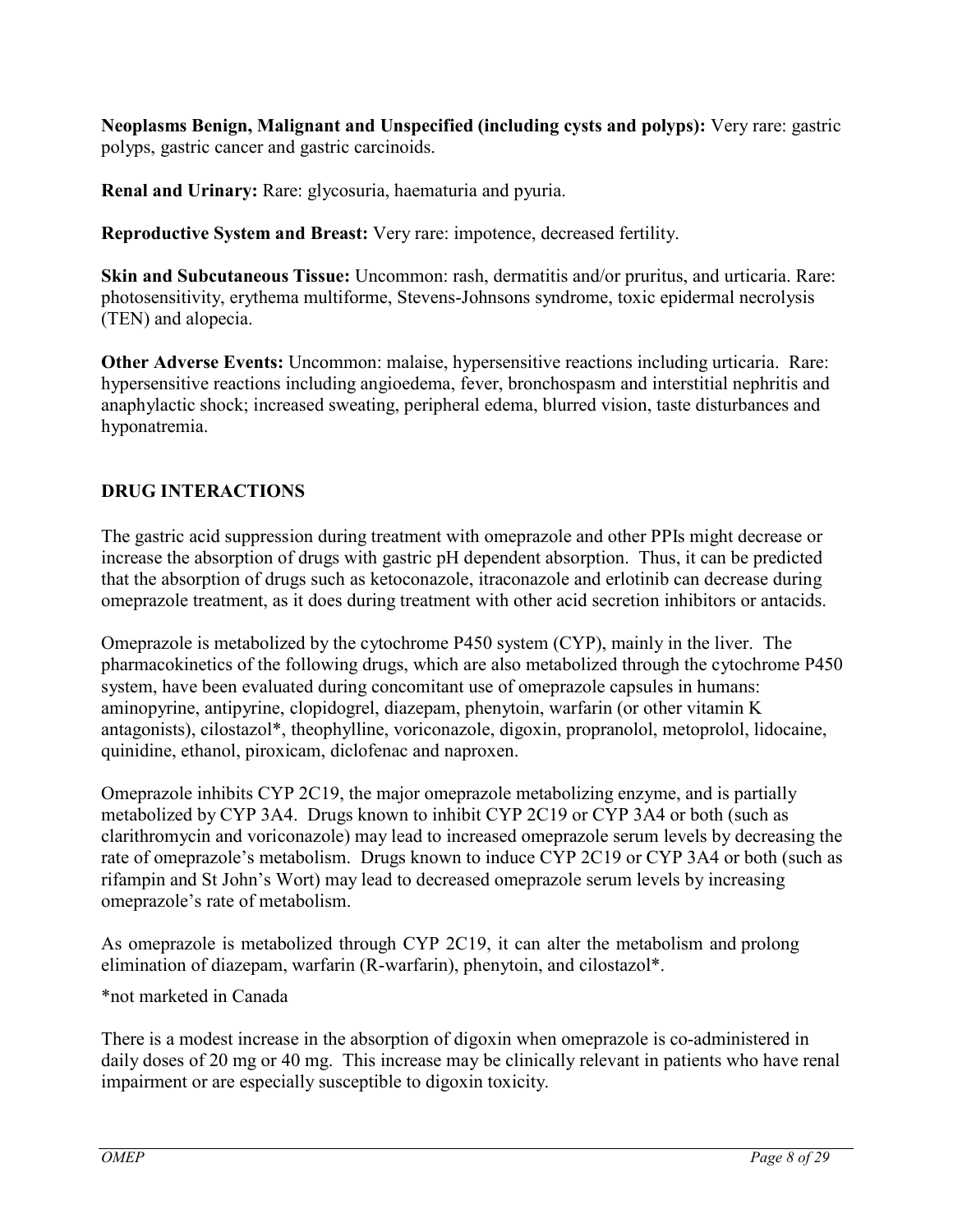**Neoplasms Benign, Malignant and Unspecified (including cysts and polyps):** Very rare: gastric polyps, gastric cancer and gastric carcinoids.

**Renal and Urinary:** Rare: glycosuria, haematuria and pyuria.

**Reproductive System and Breast:** Very rare: impotence, decreased fertility.

**Skin and Subcutaneous Tissue:** Uncommon: rash, dermatitis and/or pruritus, and urticaria. Rare: photosensitivity, erythema multiforme, Stevens-Johnsons syndrome, toxic epidermal necrolysis (TEN) and alopecia.

**Other Adverse Events:** Uncommon: malaise, hypersensitive reactions including urticaria. Rare: hypersensitive reactions including angioedema, fever, bronchospasm and interstitial nephritis and anaphylactic shock; increased sweating, peripheral edema, blurred vision, taste disturbances and hyponatremia.

## DRUG INTERACTIONS

The gastric acid suppression during treatment with omeprazole and other PPIs might decrease or increase the absorption of drugs with gastric pH dependent absorption. Thus, it can be predicted that the absorption of drugs such as ketoconazole, itraconazole and erlotinib can decrease during omeprazole treatment, as it does during treatment with other acid secretion inhibitors or antacids.

Omeprazole is metabolized by the cytochrome P450 system (CYP), mainly in the liver. The pharmacokinetics of the following drugs, which are also metabolized through the cytochrome P450 system, have been evaluated during concomitant use of omeprazole capsules in humans: aminopyrine, antipyrine, clopidogrel, diazepam, phenytoin, warfarin (or other vitamin K antagonists), cilostazol*, theophylline, voriconazole, digoxin, propranolol, metoprolol, lidocaine, quinidine, ethanol, piroxicam, diclofenac and naproxen.

Omeprazole inhibits CYP 2C19, the major omeprazole metabolizing enzyme, and is partially metabolized by CYP 3A4. Drugs known to inhibit CYP 2C19 or CYP 3A4 or both (such as clarithromycin and voriconazole) may lead to increased omeprazole serum levels by decreasing the rate of omeprazole's metabolism. Drugs known to induce CYP 2C19 or CYP 3A4 or both (such as rifampin and St John's Wort) may lead to decreased omeprazole serum levels by increasing omeprazole's rate of metabolism.

As omeprazole is metabolized through CYP 2C19, it can alter the metabolism and prolong elimination of diazepam, warfarin (R-warfarin), phenytoin, and cilostazol*.

*not marketed in Canada

There is a modest increase in the absorption of digoxin when omeprazole is co-administered in daily doses of 20 mg or 40 mg. This increase may be clinically relevant in patients who have renal impairment or are especially susceptible to digoxin toxicity.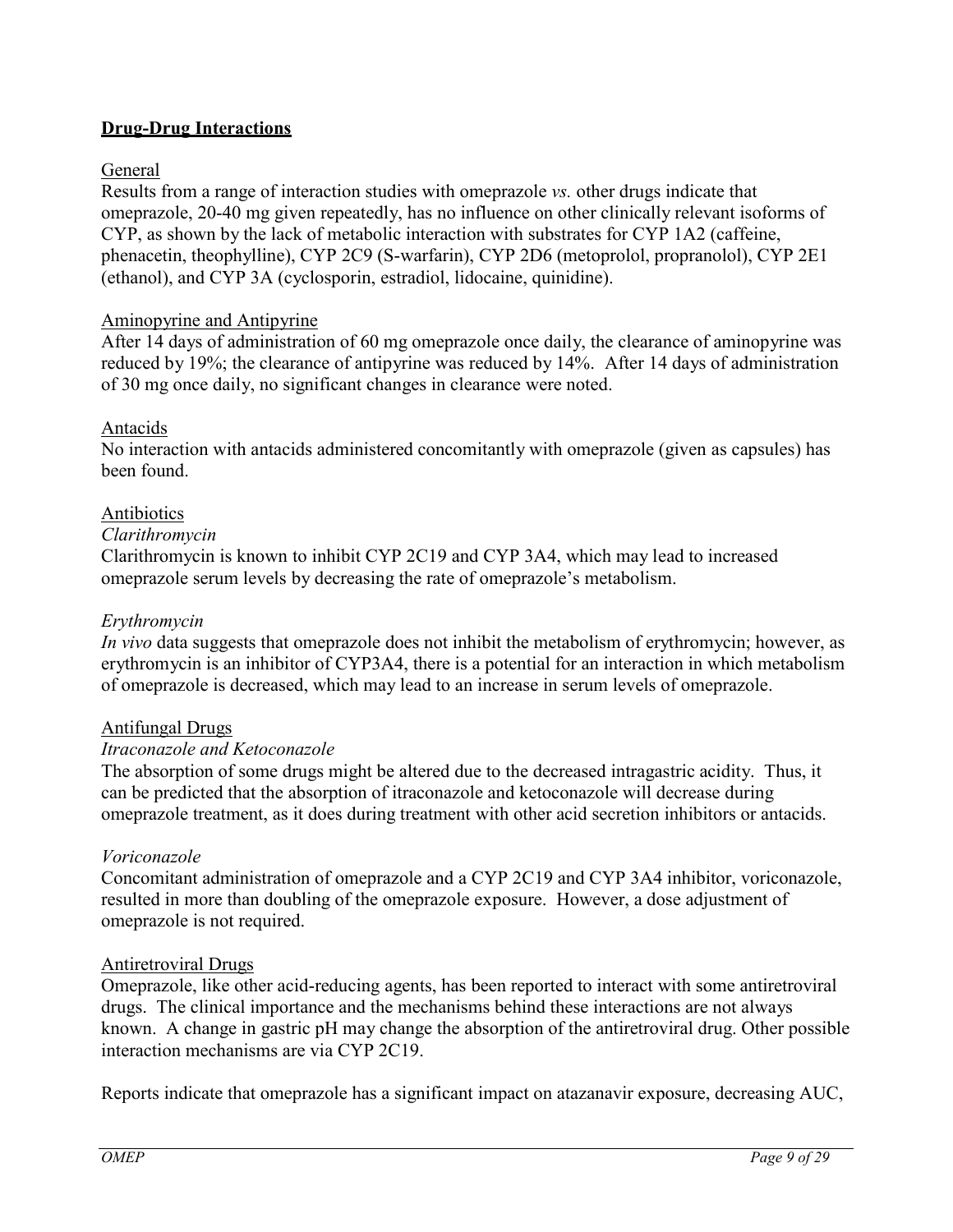## **Drug-Drug Interactions**

General

Results from a range of interaction studies with omeprazole *vs.* other drugs indicate that omeprazole, 20-40 mg given repeatedly, has no influence on other clinically relevant isoforms of CYP, as shown by the lack of metabolic interaction with substrates for CYP 1A2 (caffeine, phenacetin, theophylline), CYP 2C9 (S-warfarin), CYP 2D6 (metoprolol, propranolol), CYP 2E1 (ethanol), and CYP 3A (cyclosporin, estradiol, lidocaine, quinidine).

Aminopyrine and Antipyrine

After 14 days of administration of 60 mg omeprazole once daily, the clearance of aminopyrine was reduced by 19%; the clearance of antipyrine was reduced by 14%. After 14 days of administration of 30 mg once daily, no significant changes in clearance were noted.

Antacids

No interaction with antacids administered concomitantly with omeprazole (given as capsules) has been found.

Antibiotics

*Clarithromycin*

Clarithromycin is known to inhibit CYP 2C19 and CYP 3A4, which may lead to increased omeprazole serum levels by decreasing the rate of omeprazole's metabolism.

*Erythromycin*

*In vivo* data suggests that omeprazole does not inhibit the metabolism of erythromycin; however, as erythromycin is an inhibitor of CYP3A4, there is a potential for an interaction in which metabolism of omeprazole is decreased, which may lead to an increase in serum levels of omeprazole.

Antifungal Drugs

*Itraconazole and Ketoconazole*

The absorption of some drugs might be altered due to the decreased intragastric acidity. Thus, it can be predicted that the absorption of itraconazole and ketoconazole will decrease during omeprazole treatment, as it does during treatment with other acid secretion inhibitors or antacids.

*Voriconazole*

Concomitant administration of omeprazole and a CYP 2C19 and CYP 3A4 inhibitor, voriconazole, resulted in more than doubling of the omeprazole exposure. However, a dose adjustment of omeprazole is not required.

Antiretroviral Drugs

Omeprazole, like other acid-reducing agents, has been reported to interact with some antiretroviral drugs. The clinical importance and the mechanisms behind these interactions are not always known. A change in gastric pH may change the absorption of the antiretroviral drug. Other possible interaction mechanisms are via CYP 2C19.

Reports indicate that omeprazole has a significant impact on atazanavir exposure, decreasing AUC,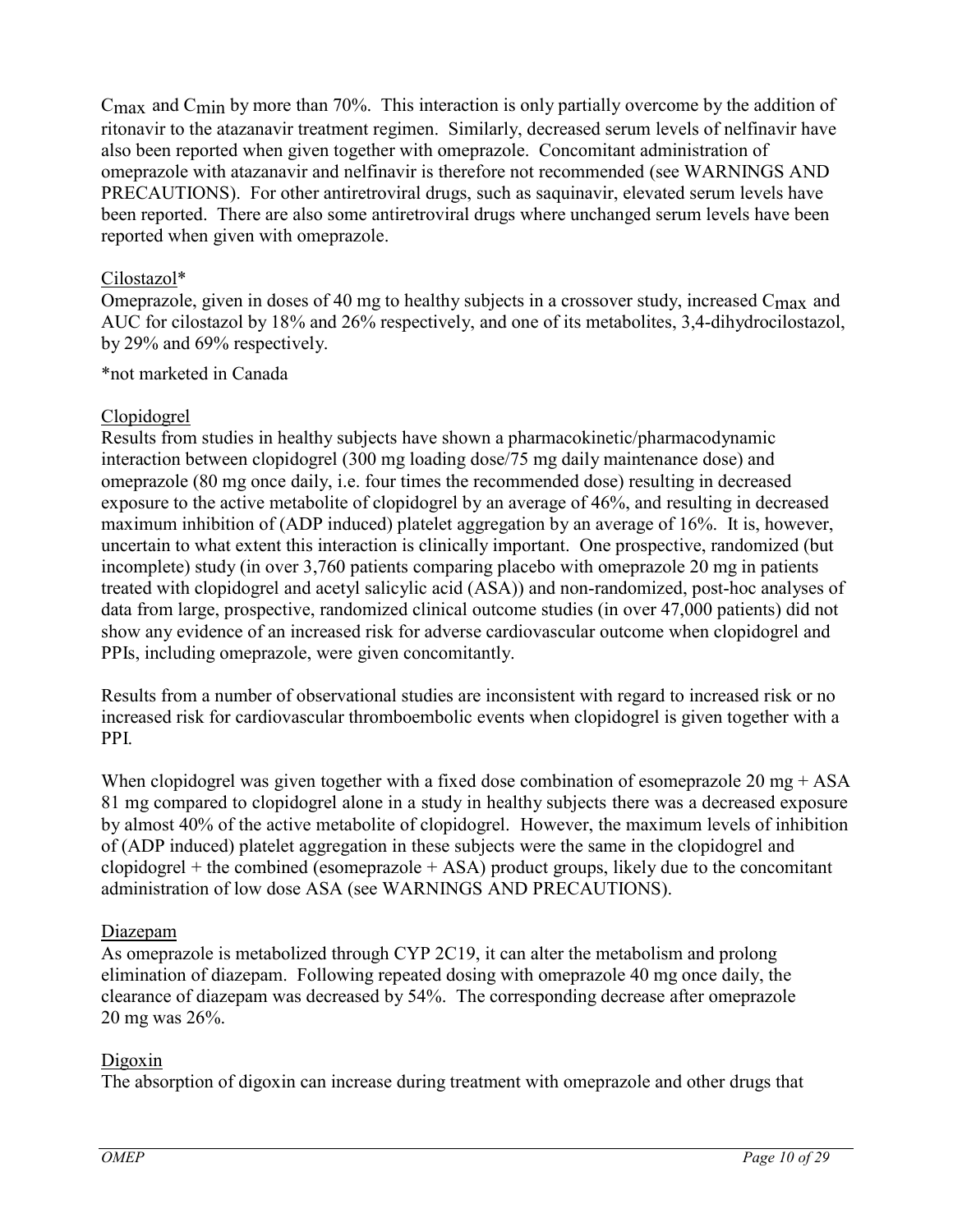$C_{max}$ and $C_{min}$ by more than 70%. This interaction is only partially overcome by the addition of ritonavir to the atazanavir treatment regimen. Similarly, decreased serum levels of nelfinavir have also been reported when given together with omeprazole. Concomitant administration of omeprazole with atazanavir and nelfinavir is therefore not recommended (see WARNINGS AND PRECAUTIONS). For other antiretroviral drugs, such as saquinavir, elevated serum levels have been reported. There are also some antiretroviral drugs where unchanged serum levels have been reported when given with omeprazole.

Cilostazol*

Omeprazole, given in doses of 40 mg to healthy subjects in a crossover study, increased $C_{max}$ and AUC for cilostazol by 18% and 26% respectively, and one of its metabolites, 3,4-dihydrocilostazol, by 29% and 69% respectively.

*not marketed in Canada

Clopidogrel

Results from studies in healthy subjects have shown a pharmacokinetic/pharmacodynamic interaction between clopidogrel (300 mg loading dose/75 mg daily maintenance dose) and omeprazole (80 mg once daily, i.e. four times the recommended dose) resulting in decreased exposure to the active metabolite of clopidogrel by an average of 46%, and resulting in decreased maximum inhibition of (ADP induced) platelet aggregation by an average of 16%. It is, however, uncertain to what extent this interaction is clinically important. One prospective, randomized (but incomplete) study (in over 3,760 patients comparing placebo with omeprazole 20 mg in patients treated with clopidogrel and acetyl salicylic acid (ASA)) and non-randomized, post-hoc analyses of data from large, prospective, randomized clinical outcome studies (in over 47,000 patients) did not show any evidence of an increased risk for adverse cardiovascular outcome when clopidogrel and PPIs, including omeprazole, were given concomitantly.

Results from a number of observational studies are inconsistent with regard to increased risk or no increased risk for cardiovascular thromboembolic events when clopidogrel is given together with a PPI.

When clopidogrel was given together with a fixed dose combination of esomeprazole 20 mg + ASA 81 mg compared to clopidogrel alone in a study in healthy subjects there was a decreased exposure by almost 40% of the active metabolite of clopidogrel. However, the maximum levels of inhibition of (ADP induced) platelet aggregation in these subjects were the same in the clopidogrel and clopidogrel + the combined (esomeprazole + ASA) product groups, likely due to the concomitant administration of low dose ASA (see WARNINGS AND PRECAUTIONS).

Diazepam

As omeprazole is metabolized through CYP 2C19, it can alter the metabolism and prolong elimination of diazepam. Following repeated dosing with omeprazole 40 mg once daily, the clearance of diazepam was decreased by 54%. The corresponding decrease after omeprazole 20 mg was 26%.

Digoxin

The absorption of digoxin can increase during treatment with omeprazole and other drugs that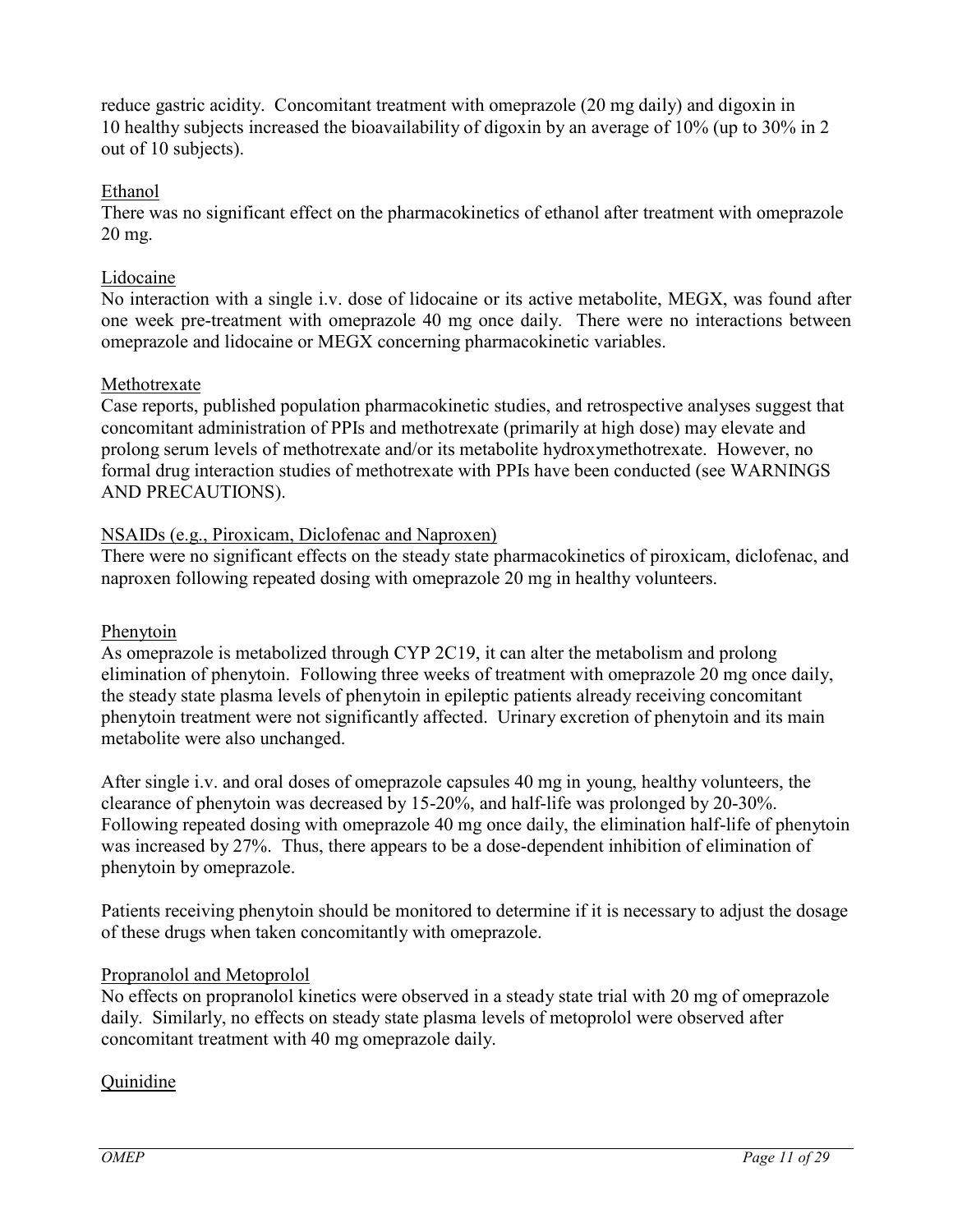reduce gastric acidity. Concomitant treatment with omeprazole (20 mg daily) and digoxin in 10 healthy subjects increased the bioavailability of digoxin by an average of 10% (up to 30% in 2 out of 10 subjects).

Ethanol

There was no significant effect on the pharmacokinetics of ethanol after treatment with omeprazole 20 mg.

Lidocaine

No interaction with a single i.v. dose of lidocaine or its active metabolite, MEGX, was found after one week pre-treatment with omeprazole 40 mg once daily. There were no interactions between omeprazole and lidocaine or MEGX concerning pharmacokinetic variables.

Methotrexate

Case reports, published population pharmacokinetic studies, and retrospective analyses suggest that concomitant administration of PPIs and methotrexate (primarily at high dose) may elevate and prolong serum levels of methotrexate and/or its metabolite hydroxymethotrexate. However, no formal drug interaction studies of methotrexate with PPIs have been conducted (see WARNINGS AND PRECAUTIONS).

NSAIDs (e.g., Piroxicam, Diclofenac and Naproxen)

There were no significant effects on the steady state pharmacokinetics of piroxicam, diclofenac, and naproxen following repeated dosing with omeprazole 20 mg in healthy volunteers.

Phenytoin

As omeprazole is metabolized through CYP 2C19, it can alter the metabolism and prolong elimination of phenytoin. Following three weeks of treatment with omeprazole 20 mg once daily, the steady state plasma levels of phenytoin in epileptic patients already receiving concomitant phenytoin treatment were not significantly affected. Urinary excretion of phenytoin and its main metabolite were also unchanged.

After single i.v. and oral doses of omeprazole capsules 40 mg in young, healthy volunteers, the clearance of phenytoin was decreased by 15-20%, and half-life was prolonged by 20-30%. Following repeated dosing with omeprazole 40 mg once daily, the elimination half-life of phenytoin was increased by 27%. Thus, there appears to be a dose-dependent inhibition of elimination of phenytoin by omeprazole.

Patients receiving phenytoin should be monitored to determine if it is necessary to adjust the dosage of these drugs when taken concomitantly with omeprazole.

Propranolol and Metoprolol

No effects on propranolol kinetics were observed in a steady state trial with 20 mg of omeprazole daily. Similarly, no effects on steady state plasma levels of metoprolol were observed after concomitant treatment with 40 mg omeprazole daily.

Quinidine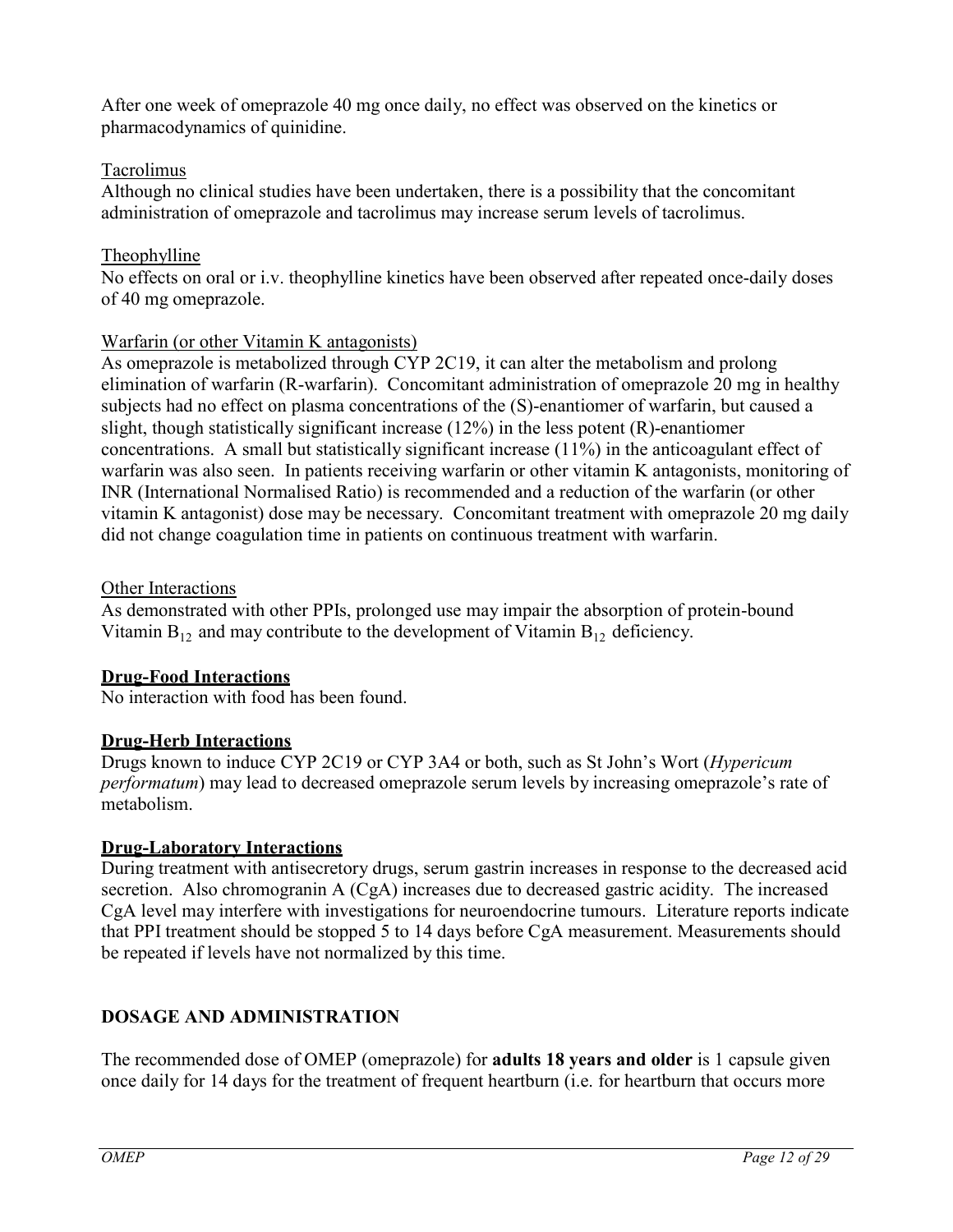After one week of omeprazole 40 mg once daily, no effect was observed on the kinetics or pharmacodynamics of quinidine.

Tacrolimus

Although no clinical studies have been undertaken, there is a possibility that the concomitant administration of omeprazole and tacrolimus may increase serum levels of tacrolimus.

Theophylline

No effects on oral or i.v. theophylline kinetics have been observed after repeated once-daily doses of 40 mg omeprazole.

Warfarin (or other Vitamin K antagonists)

As omeprazole is metabolized through CYP 2C19, it can alter the metabolism and prolong elimination of warfarin (R-warfarin). Concomitant administration of omeprazole 20 mg in healthy subjects had no effect on plasma concentrations of the (S)-enantiomer of warfarin, but caused a slight, though statistically significant increase (12%) in the less potent (R)-enantiomer concentrations. A small but statistically significant increase (11%) in the anticoagulant effect of warfarin was also seen. In patients receiving warfarin or other vitamin K antagonists, monitoring of INR (International Normalised Ratio) is recommended and a reduction of the warfarin (or other vitamin K antagonist) dose may be necessary. Concomitant treatment with omeprazole 20 mg daily did not change coagulation time in patients on continuous treatment with warfarin.

Other Interactions

As demonstrated with other PPIs, prolonged use may impair the absorption of protein-bound Vitamin $B_{12}$ and may contribute to the development of Vitamin $B_{12}$ deficiency.

**Drug-Food Interactions**

No interaction with food has been found.

**Drug-Herb Interactions**

Drugs known to induce CYP 2C19 or CYP 3A4 or both, such as St John's Wort (*Hypericum performatum*) may lead to decreased omeprazole serum levels by increasing omeprazole's rate of metabolism.

**Drug-Laboratory Interactions**

During treatment with antisecretory drugs, serum gastrin increases in response to the decreased acid secretion. Also chromogranin A (CgA) increases due to decreased gastric acidity. The increased CgA level may interfere with investigations for neuroendocrine tumours. Literature reports indicate that PPI treatment should be stopped 5 to 14 days before CgA measurement. Measurements should be repeated if levels have not normalized by this time.

## DOSAGE AND ADMINISTRATION

The recommended dose of OMEP (omeprazole) for **adults 18 years and older** is 1 capsule given once daily for 14 days for the treatment of frequent heartburn (i.e. for heartburn that occurs more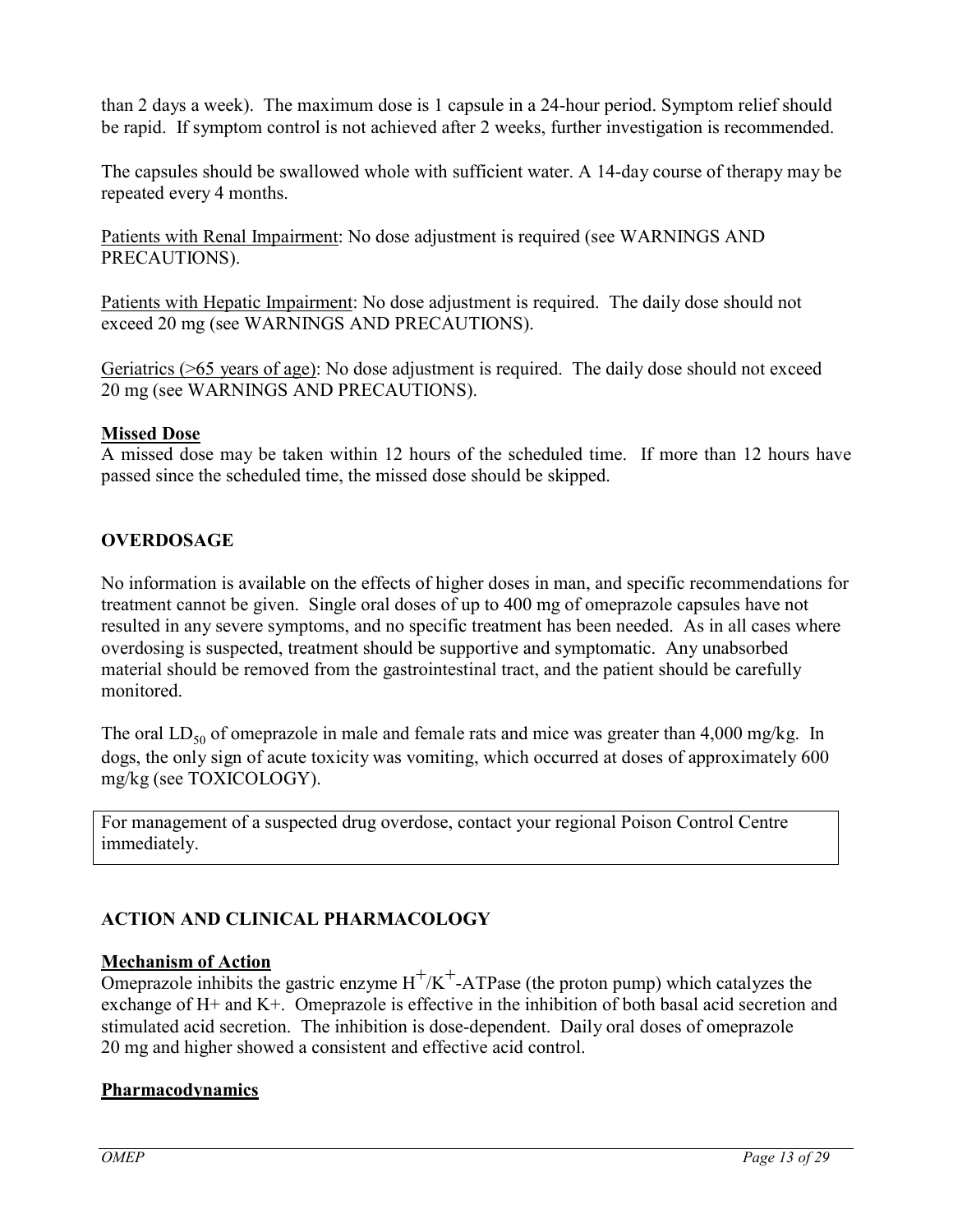than 2 days a week). The maximum dose is 1 capsule in a 24-hour period. Symptom relief should be rapid. If symptom control is not achieved after 2 weeks, further investigation is recommended.

The capsules should be swallowed whole with sufficient water. A 14-day course of therapy may be repeated every 4 months.

Patients with Renal Impairment: No dose adjustment is required (see WARNINGS AND PRECAUTIONS).

Patients with Hepatic Impairment: No dose adjustment is required. The daily dose should not exceed 20 mg (see WARNINGS AND PRECAUTIONS).

Geriatrics (>65 years of age): No dose adjustment is required. The daily dose should not exceed 20 mg (see WARNINGS AND PRECAUTIONS).

**Missed Dose**

A missed dose may be taken within 12 hours of the scheduled time. If more than 12 hours have passed since the scheduled time, the missed dose should be skipped.

## OVERDOSAGE

No information is available on the effects of higher doses in man, and specific recommendations for treatment cannot be given. Single oral doses of up to 400 mg of omeprazole capsules have not resulted in any severe symptoms, and no specific treatment has been needed. As in all cases where overdosing is suspected, treatment should be supportive and symptomatic. Any unabsorbed material should be removed from the gastrointestinal tract, and the patient should be carefully monitored.

The oral $LD_{50}$ of omeprazole in male and female rats and mice was greater than 4,000 mg/kg. In dogs, the only sign of acute toxicity was vomiting, which occurred at doses of approximately 600 mg/kg (see TOXICOLOGY).

| For management of a suspected drug overdose, contact your regional Poison Control Centre immediately. |
|---|

## ACTION AND CLINICAL PHARMACOLOGY

**Mechanism of Action**

Omeprazole inhibits the gastric enzyme $H^{+}/K^{+}$-ATPase (the proton pump) which catalyzes the exchange of H+ and K+. Omeprazole is effective in the inhibition of both basal acid secretion and stimulated acid secretion. The inhibition is dose-dependent. Daily oral doses of omeprazole 20 mg and higher showed a consistent and effective acid control.

**Pharmacodynamics**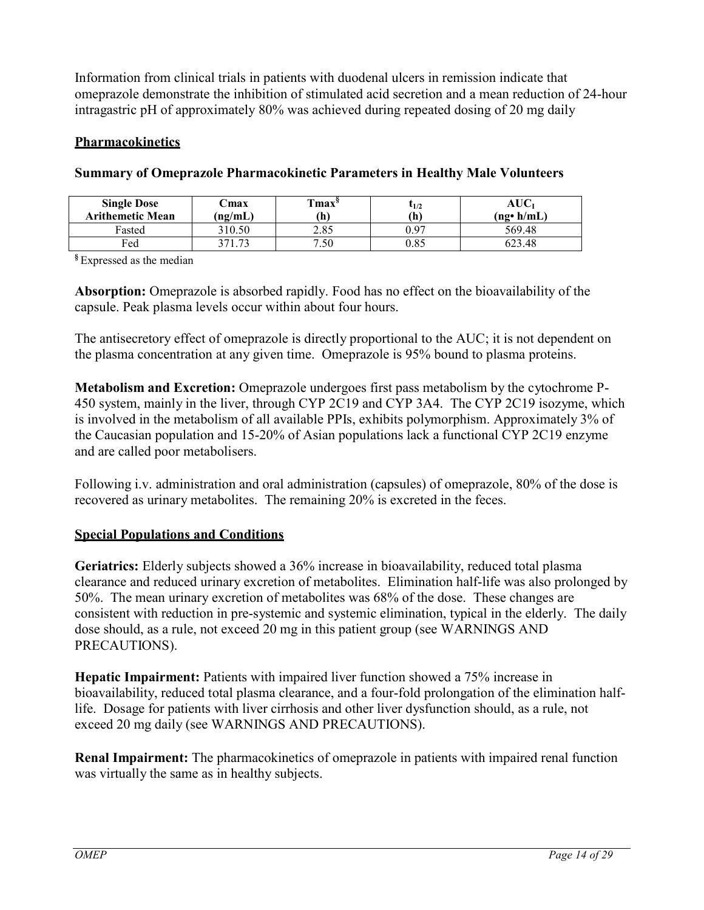Information from clinical trials in patients with duodenal ulcers in remission indicate that omeprazole demonstrate the inhibition of stimulated acid secretion and a mean reduction of 24-hour intragastric pH of approximately 80% was achieved during repeated dosing of 20 mg daily

## Pharmacokinetics

**Summary of Omeprazole Pharmacokinetic Parameters in Healthy Male Volunteers**

| Single Dose Arithemetic Mean | Cmax (ng/mL) | Tmax[§] (h) | $t_{1/2}$ (h) | $AUC_I$ (ng• h/mL) |
|---|---|---|---|---|
| Fasted | 310.50 | 2.85 | 0.97 | 569.48 |
| Fed | 371.73 | 7.50 | 0.85 | 623.48 |

[§] Expressed as the median

**Absorption:** Omeprazole is absorbed rapidly. Food has no effect on the bioavailability of the capsule. Peak plasma levels occur within about four hours.

The antisecretory effect of omeprazole is directly proportional to the AUC; it is not dependent on the plasma concentration at any given time. Omeprazole is 95% bound to plasma proteins.

**Metabolism and Excretion:** Omeprazole undergoes first pass metabolism by the cytochrome P-450 system, mainly in the liver, through CYP 2C19 and CYP 3A4. The CYP 2C19 isozyme, which is involved in the metabolism of all available PPIs, exhibits polymorphism. Approximately 3% of the Caucasian population and 15-20% of Asian populations lack a functional CYP 2C19 enzyme and are called poor metabolisers.

Following i.v. administration and oral administration (capsules) of omeprazole, 80% of the dose is recovered as urinary metabolites. The remaining 20% is excreted in the feces.

## Special Populations and Conditions

**Geriatrics:** Elderly subjects showed a 36% increase in bioavailability, reduced total plasma clearance and reduced urinary excretion of metabolites. Elimination half-life was also prolonged by 50%. The mean urinary excretion of metabolites was 68% of the dose. These changes are consistent with reduction in pre-systemic and systemic elimination, typical in the elderly. The daily dose should, as a rule, not exceed 20 mg in this patient group (see WARNINGS AND PRECAUTIONS).

**Hepatic Impairment:** Patients with impaired liver function showed a 75% increase in bioavailability, reduced total plasma clearance, and a four-fold prolongation of the elimination half-life. Dosage for patients with liver cirrhosis and other liver dysfunction should, as a rule, not exceed 20 mg daily (see WARNINGS AND PRECAUTIONS).

**Renal Impairment:** The pharmacokinetics of omeprazole in patients with impaired renal function was virtually the same as in healthy subjects.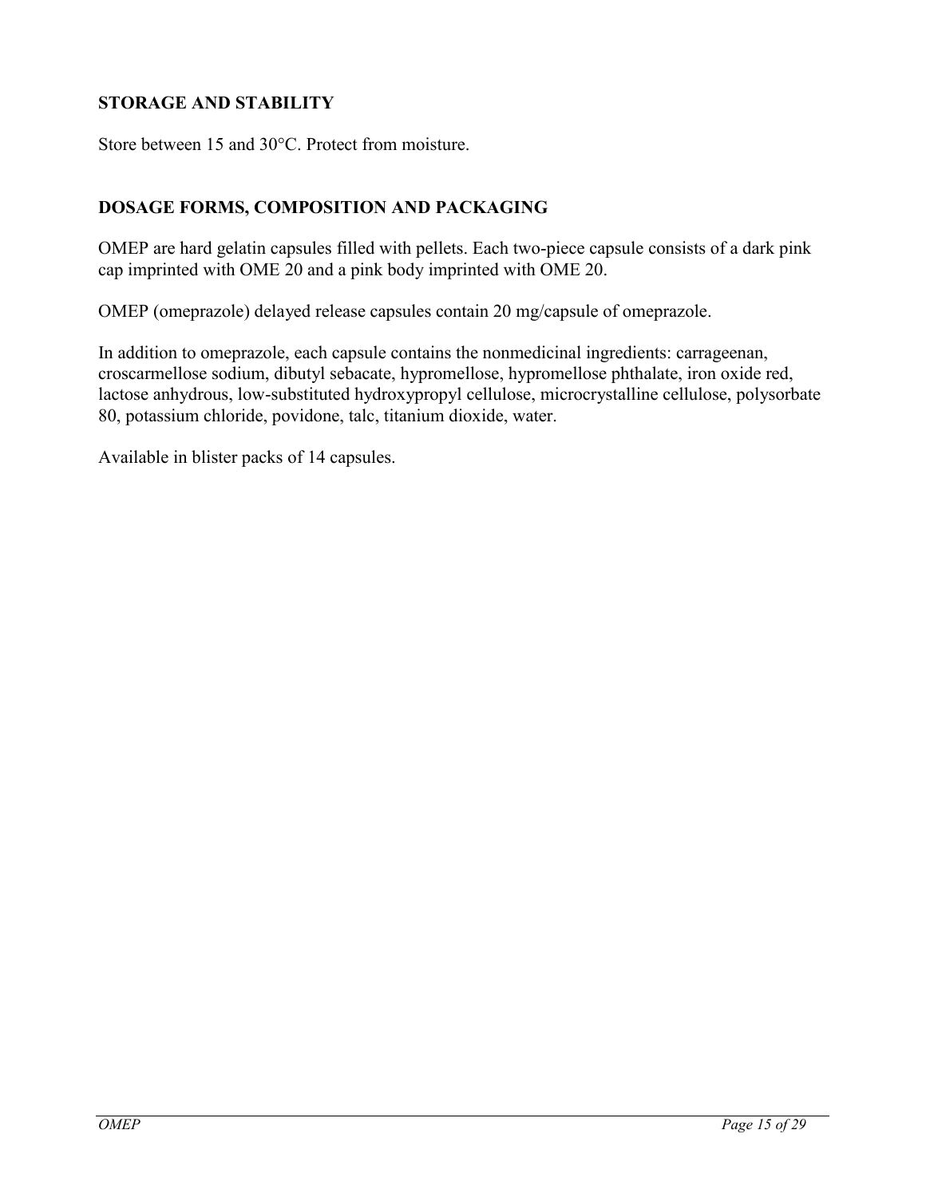## STORAGE AND STABILITY

Store between 15 and 30°C. Protect from moisture.

## DOSAGE FORMS, COMPOSITION AND PACKAGING

OMEP are hard gelatin capsules filled with pellets. Each two-piece capsule consists of a dark pink cap imprinted with OME 20 and a pink body imprinted with OME 20.

OMEP (omeprazole) delayed release capsules contain 20 mg/capsule of omeprazole.

In addition to omeprazole, each capsule contains the nonmedicinal ingredients: carrageenan, croscarmellose sodium, dibutyl sebacate, hypromellose, hypromellose phthalate, iron oxide red, lactose anhydrous, low-substituted hydroxypropyl cellulose, microcrystalline cellulose, polysorbate 80, potassium chloride, povidone, talc, titanium dioxide, water.

Available in blister packs of 14 capsules.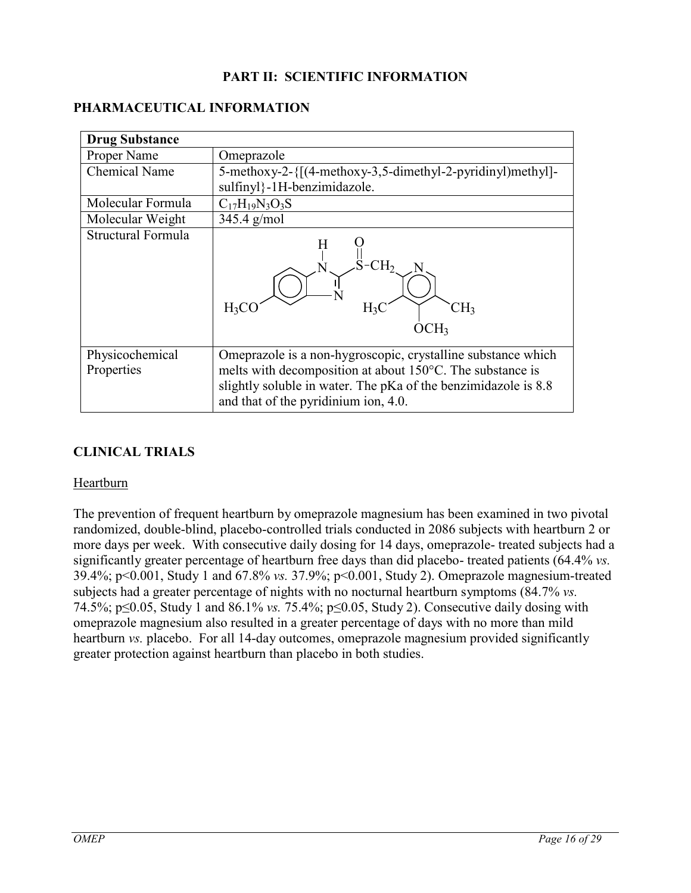## PART II: SCIENTIFIC INFORMATION

### PHARMACEUTICAL INFORMATION

| Drug Substance | |
|---|---|
| Proper Name | Omeprazole |
| Chemical Name | 5-methoxy-2-{[(4-methoxy-3,5-dimethyl-2-pyridinyl)methyl]-sulfinyl}-1H-benzimidazole. |
| Molecular Formula | $C_{17}H_{19}N_3O_3S$ |
| Molecular Weight | 345.4 g/mol |
| Structural Formula | |
| Physicochemical Properties | Omeprazole is a non-hygroscopic, crystalline substance which melts with decomposition at about 150°C. The substance is slightly soluble in water. The pKa of the benzimidazole is 8.8 and that of the pyridinium ion, 4.0. |

### CLINICAL TRIALS

#### Heartburn

The prevention of frequent heartburn by omeprazole magnesium has been examined in two pivotal randomized, double-blind, placebo-controlled trials conducted in 2086 subjects with heartburn 2 or more days per week. With consecutive daily dosing for 14 days, omeprazole- treated subjects had a significantly greater percentage of heartburn free days than did placebo- treated patients (64.4% *vs.* 39.4%; $p<0.001$, Study 1 and 67.8% *vs.* 37.9%; $p<0.001$, Study 2). Omeprazole magnesium-treated subjects had a greater percentage of nights with no nocturnal heartburn symptoms (84.7% *vs.* 74.5%; $p\leq0.05$, Study 1 and 86.1% *vs.* 75.4%; $p\leq0.05$, Study 2). Consecutive daily dosing with omeprazole magnesium also resulted in a greater percentage of days with no more than mild heartburn *vs.* placebo. For all 14-day outcomes, omeprazole magnesium provided significantly greater protection against heartburn than placebo in both studies.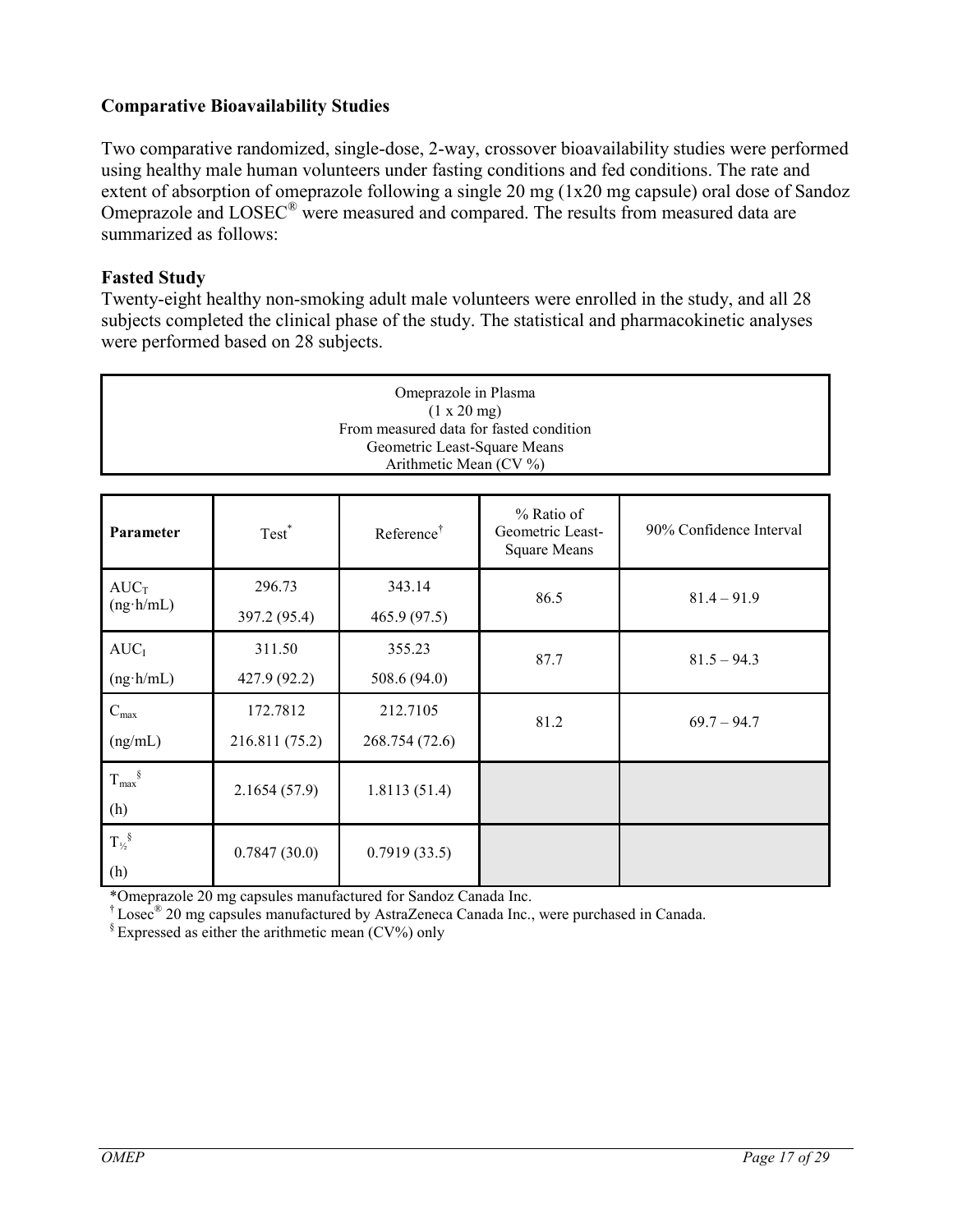## Comparative Bioavailability Studies

Two comparative randomized, single-dose, 2-way, crossover bioavailability studies were performed using healthy male human volunteers under fasting conditions and fed conditions. The rate and extent of absorption of omeprazole following a single 20 mg (1x20 mg capsule) oral dose of Sandoz Omeprazole and LOSEC® were measured and compared. The results from measured data are summarized as follows:

### Fasted Study

Twenty-eight healthy non-smoking adult male volunteers were enrolled in the study, and all 28 subjects completed the clinical phase of the study. The statistical and pharmacokinetic analyses were performed based on 28 subjects.

| Omeprazole in Plasma<br>(1 x 20 mg)<br>From measured data for fasted condition<br>Geometric Least-Square Means<br>Arithmetic Mean (CV %) | | | | |
|---|---|---|---|---|
| **Parameter** | Test* | Reference† | % Ratio of Geometric Least-Square Means | 90% Confidence Interval |
| $AUC_T$ (ng·h/mL) | 296.73<br>397.2 (95.4) | 343.14<br>465.9 (97.5) | 86.5 | 81.4 – 91.9 |
| $AUC_I$ (ng·h/mL) | 311.50<br>427.9 (92.2) | 355.23<br>508.6 (94.0) | 87.7 | 81.5 – 94.3 |
| $C_{max}$ (ng/mL) | 172.7812<br>216.811 (75.2) | 212.7105<br>268.754 (72.6) | 81.2 | 69.7 – 94.7 |
| $T_{max}$§ (h) | 2.1654 (57.9) | 1.8113 (51.4) | | |
| $T_{½}$§ (h) | 0.7847 (30.0) | 0.7919 (33.5) | | |

*Omeprazole 20 mg capsules manufactured for Sandoz Canada Inc.
† Losec® 20 mg capsules manufactured by AstraZeneca Canada Inc., were purchased in Canada.
§ Expressed as either the arithmetic mean (CV%) only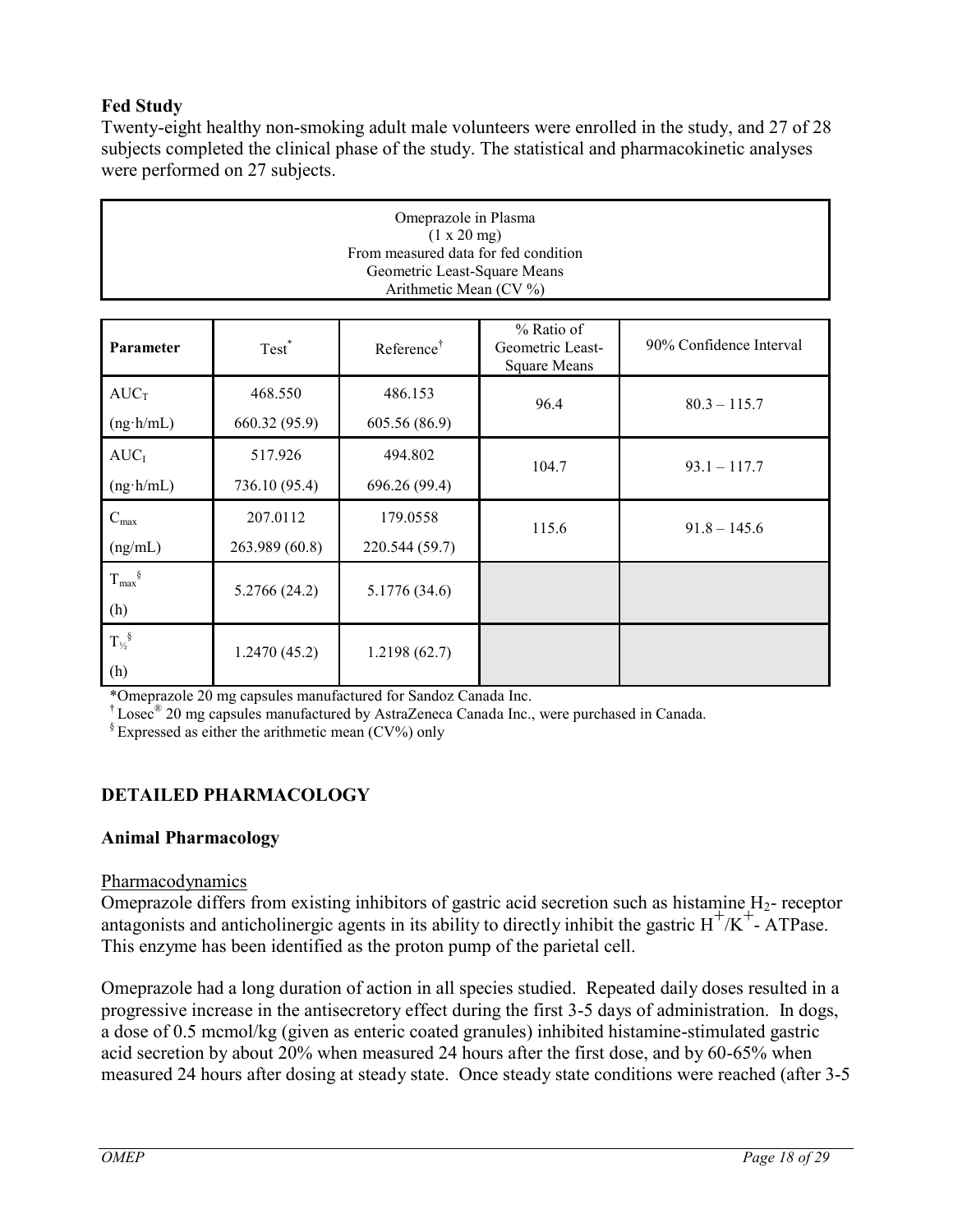**Fed Study**

Twenty-eight healthy non-smoking adult male volunteers were enrolled in the study, and 27 of 28 subjects completed the clinical phase of the study. The statistical and pharmacokinetic analyses were performed on 27 subjects.

Omeprazole in Plasma
(1 x 20 mg)
From measured data for fed condition
Geometric Least-Square Means
Arithmetic Mean (CV %)

| Parameter | Test* | Reference† | % Ratio of Geometric Least-Square Means | 90% Confidence Interval |
|---|---|---|---|---|
| $AUC_T$ (ng·h/mL) | 468.550<br>660.32 (95.9) | 486.153<br>605.56 (86.9) | 96.4 | 80.3 – 115.7 |
| $AUC_I$ (ng·h/mL) | 517.926<br>736.10 (95.4) | 494.802<br>696.26 (99.4) | 104.7 | 93.1 – 117.7 |
| $C_{max}$ (ng/mL) | 207.0112<br>263.989 (60.8) | 179.0558<br>220.544 (59.7) | 115.6 | 91.8 – 145.6 |
| $T_{max}$§ (h) | 5.2766 (24.2) | 5.1776 (34.6) | | |
| $T_{½}$§ (h) | 1.2470 (45.2) | 1.2198 (62.7) | | |

*Omeprazole 20 mg capsules manufactured for Sandoz Canada Inc.
† Losec® 20 mg capsules manufactured by AstraZeneca Canada Inc., were purchased in Canada.
§ Expressed as either the arithmetic mean (CV%) only

## DETAILED PHARMACOLOGY

### Animal Pharmacology

Pharmacodynamics

Omeprazole differs from existing inhibitors of gastric acid secretion such as histamine $H_2$- receptor antagonists and anticholinergic agents in its ability to directly inhibit the gastric $H^+/K^+$- ATPase. This enzyme has been identified as the proton pump of the parietal cell.

Omeprazole had a long duration of action in all species studied. Repeated daily doses resulted in a progressive increase in the antisecretory effect during the first 3-5 days of administration. In dogs, a dose of 0.5 mcmol/kg (given as enteric coated granules) inhibited histamine-stimulated gastric acid secretion by about 20% when measured 24 hours after the first dose, and by 60-65% when measured 24 hours after dosing at steady state. Once steady state conditions were reached (after 3-5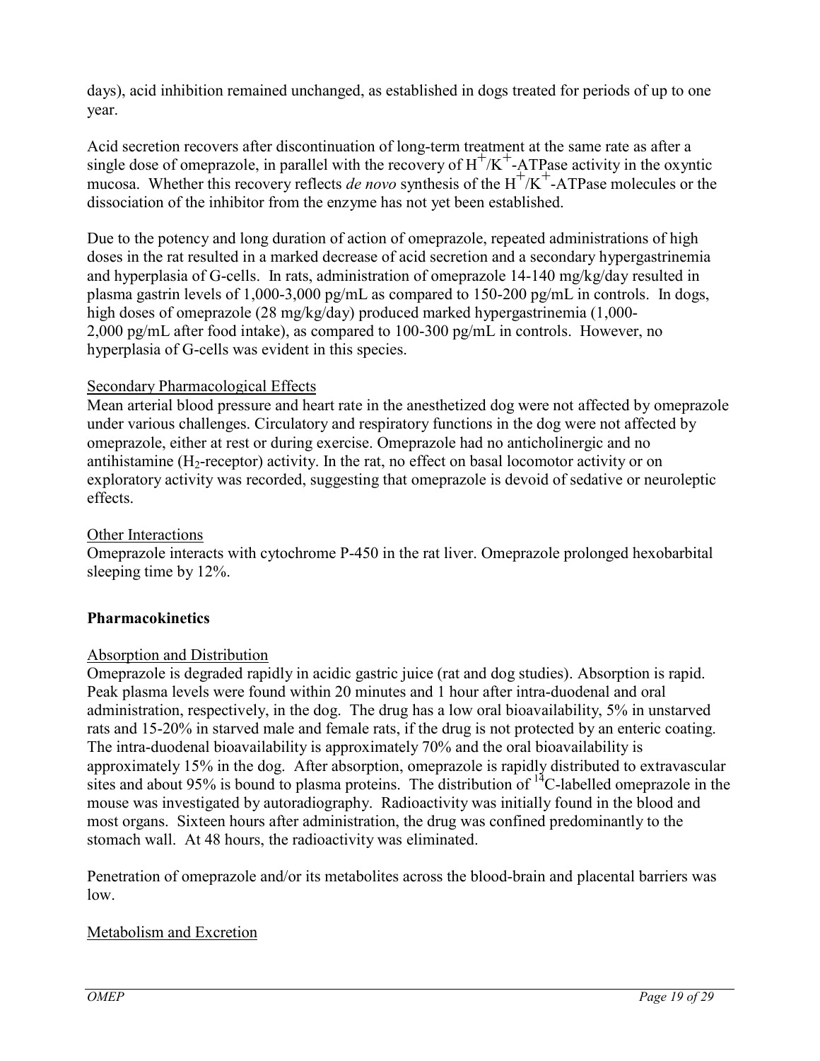days), acid inhibition remained unchanged, as established in dogs treated for periods of up to one year.

Acid secretion recovers after discontinuation of long-term treatment at the same rate as after a single dose of omeprazole, in parallel with the recovery of $H^+/K^+$-ATPase activity in the oxyntic mucosa. Whether this recovery reflects *de novo* synthesis of the $H^+/K^+$-ATPase molecules or the dissociation of the inhibitor from the enzyme has not yet been established.

Due to the potency and long duration of action of omeprazole, repeated administrations of high doses in the rat resulted in a marked decrease of acid secretion and a secondary hypergastrinemia and hyperplasia of G-cells. In rats, administration of omeprazole 14-140 mg/kg/day resulted in plasma gastrin levels of 1,000-3,000 pg/mL as compared to 150-200 pg/mL in controls. In dogs, high doses of omeprazole (28 mg/kg/day) produced marked hypergastrinemia (1,000-2,000 pg/mL after food intake), as compared to 100-300 pg/mL in controls. However, no hyperplasia of G-cells was evident in this species.

Secondary Pharmacological Effects

Mean arterial blood pressure and heart rate in the anesthetized dog were not affected by omeprazole under various challenges. Circulatory and respiratory functions in the dog were not affected by omeprazole, either at rest or during exercise. Omeprazole had no anticholinergic and no antihistamine ($H_2$-receptor) activity. In the rat, no effect on basal locomotor activity or on exploratory activity was recorded, suggesting that omeprazole is devoid of sedative or neuroleptic effects.

Other Interactions

Omeprazole interacts with cytochrome P-450 in the rat liver. Omeprazole prolonged hexobarbital sleeping time by 12%.

**Pharmacokinetics**

Absorption and Distribution

Omeprazole is degraded rapidly in acidic gastric juice (rat and dog studies). Absorption is rapid. Peak plasma levels were found within 20 minutes and 1 hour after intra-duodenal and oral administration, respectively, in the dog. The drug has a low oral bioavailability, 5% in unstarved rats and 15-20% in starved male and female rats, if the drug is not protected by an enteric coating. The intra-duodenal bioavailability is approximately 70% and the oral bioavailability is approximately 15% in the dog. After absorption, omeprazole is rapidly distributed to extravascular sites and about 95% is bound to plasma proteins. The distribution of $^{14}C$-labelled omeprazole in the mouse was investigated by autoradiography. Radioactivity was initially found in the blood and most organs. Sixteen hours after administration, the drug was confined predominantly to the stomach wall. At 48 hours, the radioactivity was eliminated.

Penetration of omeprazole and/or its metabolites across the blood-brain and placental barriers was low.

Metabolism and Excretion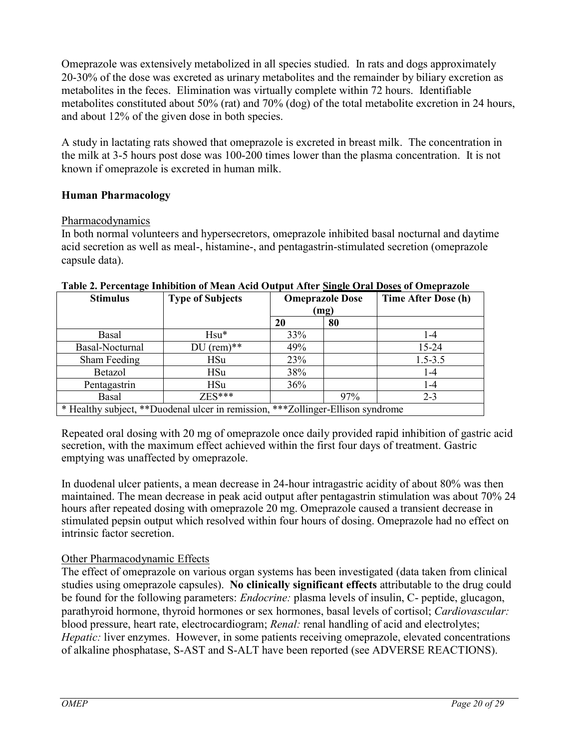Omeprazole was extensively metabolized in all species studied. In rats and dogs approximately 20-30% of the dose was excreted as urinary metabolites and the remainder by biliary excretion as metabolites in the feces. Elimination was virtually complete within 72 hours. Identifiable metabolites constituted about 50% (rat) and 70% (dog) of the total metabolite excretion in 24 hours, and about 12% of the given dose in both species.

A study in lactating rats showed that omeprazole is excreted in breast milk. The concentration in the milk at 3-5 hours post dose was 100-200 times lower than the plasma concentration. It is not known if omeprazole is excreted in human milk.

**Human Pharmacology**

Pharmacodynamics

In both normal volunteers and hypersecretors, omeprazole inhibited basal nocturnal and daytime acid secretion as well as meal-, histamine-, and pentagastrin-stimulated secretion (omeprazole capsule data).

**Table 2. Percentage Inhibition of Mean Acid Output After Single Oral Doses of Omeprazole**

| Stimulus | Type of Subjects | Omeprazole Dose (mg) | | Time After Dose (h) |
|---|---|---|---|---|
| | | 20 | 80 | |
| Basal | Hsu* | 33% | | 1-4 |
| Basal-Nocturnal | DU (rem)** | 49% | | 15-24 |
| Sham Feeding | HSu | 23% | | 1.5-3.5 |
| Betazol | HSu | 38% | | 1-4 |
| Pentagastrin | HSu | 36% | | 1-4 |
| Basal | ZES*** | | 97% | 2-3 |

\* Healthy subject, **Duodenal ulcer in remission, ***Zollinger-Ellison syndrome

Repeated oral dosing with 20 mg of omeprazole once daily provided rapid inhibition of gastric acid secretion, with the maximum effect achieved within the first four days of treatment. Gastric emptying was unaffected by omeprazole.

In duodenal ulcer patients, a mean decrease in 24-hour intragastric acidity of about 80% was then maintained. The mean decrease in peak acid output after pentagastrin stimulation was about 70% 24 hours after repeated dosing with omeprazole 20 mg. Omeprazole caused a transient decrease in stimulated pepsin output which resolved within four hours of dosing. Omeprazole had no effect on intrinsic factor secretion.

Other Pharmacodynamic Effects

The effect of omeprazole on various organ systems has been investigated (data taken from clinical studies using omeprazole capsules). **No clinically significant effects** attributable to the drug could be found for the following parameters: *Endocrine:* plasma levels of insulin, C- peptide, glucagon, parathyroid hormone, thyroid hormones or sex hormones, basal levels of cortisol; *Cardiovascular:* blood pressure, heart rate, electrocardiogram; *Renal:* renal handling of acid and electrolytes; *Hepatic:* liver enzymes. However, in some patients receiving omeprazole, elevated concentrations of alkaline phosphatase, S-AST and S-ALT have been reported (see ADVERSE REACTIONS).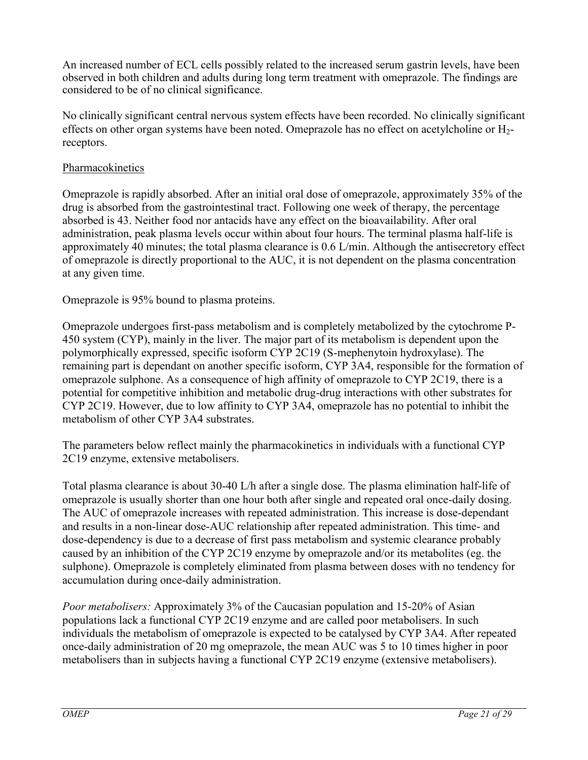An increased number of ECL cells possibly related to the increased serum gastrin levels, have been observed in both children and adults during long term treatment with omeprazole. The findings are considered to be of no clinical significance.

No clinically significant central nervous system effects have been recorded. No clinically significant effects on other organ systems have been noted. Omeprazole has no effect on acetylcholine or $H_2$-receptors.

## Pharmacokinetics

Omeprazole is rapidly absorbed. After an initial oral dose of omeprazole, approximately 35% of the drug is absorbed from the gastrointestinal tract. Following one week of therapy, the percentage absorbed is 43. Neither food nor antacids have any effect on the bioavailability. After oral administration, peak plasma levels occur within about four hours. The terminal plasma half-life is approximately 40 minutes; the total plasma clearance is 0.6 L/min. Although the antisecretory effect of omeprazole is directly proportional to the AUC, it is not dependent on the plasma concentration at any given time.

Omeprazole is 95% bound to plasma proteins.

Omeprazole undergoes first-pass metabolism and is completely metabolized by the cytochrome P-450 system (CYP), mainly in the liver. The major part of its metabolism is dependent upon the polymorphically expressed, specific isoform CYP 2C19 (S-mephenytoin hydroxylase). The remaining part is dependant on another specific isoform, CYP 3A4, responsible for the formation of omeprazole sulphone. As a consequence of high affinity of omeprazole to CYP 2C19, there is a potential for competitive inhibition and metabolic drug-drug interactions with other substrates for CYP 2C19. However, due to low affinity to CYP 3A4, omeprazole has no potential to inhibit the metabolism of other CYP 3A4 substrates.

The parameters below reflect mainly the pharmacokinetics in individuals with a functional CYP 2C19 enzyme, extensive metabolisers.

Total plasma clearance is about 30-40 L/h after a single dose. The plasma elimination half-life of omeprazole is usually shorter than one hour both after single and repeated oral once-daily dosing. The AUC of omeprazole increases with repeated administration. This increase is dose-dependant and results in a non-linear dose-AUC relationship after repeated administration. This time- and dose-dependency is due to a decrease of first pass metabolism and systemic clearance probably caused by an inhibition of the CYP 2C19 enzyme by omeprazole and/or its metabolites (eg. the sulphone). Omeprazole is completely eliminated from plasma between doses with no tendency for accumulation during once-daily administration.

*Poor metabolisers:* Approximately 3% of the Caucasian population and 15-20% of Asian populations lack a functional CYP 2C19 enzyme and are called poor metabolisers. In such individuals the metabolism of omeprazole is expected to be catalysed by CYP 3A4. After repeated once-daily administration of 20 mg omeprazole, the mean AUC was 5 to 10 times higher in poor metabolisers than in subjects having a functional CYP 2C19 enzyme (extensive metabolisers).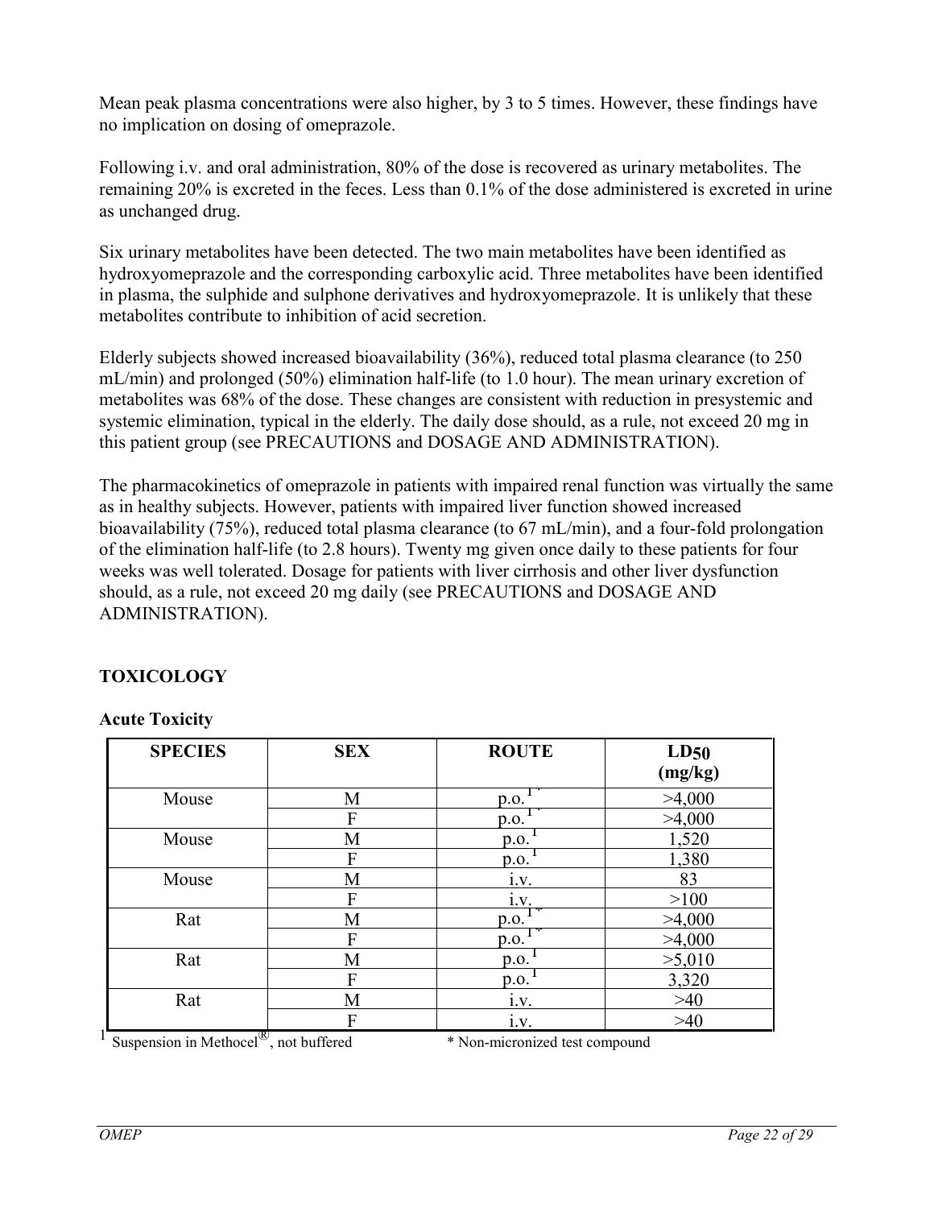Mean peak plasma concentrations were also higher, by 3 to 5 times. However, these findings have no implication on dosing of omeprazole.

Following i.v. and oral administration, 80% of the dose is recovered as urinary metabolites. The remaining 20% is excreted in the feces. Less than 0.1% of the dose administered is excreted in urine as unchanged drug.

Six urinary metabolites have been detected. The two main metabolites have been identified as hydroxyomeprazole and the corresponding carboxylic acid. Three metabolites have been identified in plasma, the sulphide and sulphone derivatives and hydroxyomeprazole. It is unlikely that these metabolites contribute to inhibition of acid secretion.

Elderly subjects showed increased bioavailability (36%), reduced total plasma clearance (to 250 mL/min) and prolonged (50%) elimination half-life (to 1.0 hour). The mean urinary excretion of metabolites was 68% of the dose. These changes are consistent with reduction in presystemic and systemic elimination, typical in the elderly. The daily dose should, as a rule, not exceed 20 mg in this patient group (see PRECAUTIONS and DOSAGE AND ADMINISTRATION).

The pharmacokinetics of omeprazole in patients with impaired renal function was virtually the same as in healthy subjects. However, patients with impaired liver function showed increased bioavailability (75%), reduced total plasma clearance (to 67 mL/min), and a four-fold prolongation of the elimination half-life (to 2.8 hours). Twenty mg given once daily to these patients for four weeks was well tolerated. Dosage for patients with liver cirrhosis and other liver dysfunction should, as a rule, not exceed 20 mg daily (see PRECAUTIONS and DOSAGE AND ADMINISTRATION).

## TOXICOLOGY

### Acute Toxicity

| SPECIES | SEX | ROUTE | $LD_{50}$ (mg/kg) |
|---|---|---|---|
| Mouse | M | p.o.[1] * | >4,000 |
| | F | p.o.[1] * | >4,000 |
| Mouse | M | p.o.[1] | 1,520 |
| | F | p.o.[1] | 1,380 |
| Mouse | M | i.v. | 83 |
| | F | i.v. | >100 |
| Rat | M | p.o.[1] * | >4,000 |
| | F | p.o.[1] * | >4,000 |
| Rat | M | p.o.[1] | >5,010 |
| | F | p.o.[1] | 3,320 |
| Rat | M | i.v. | >40 |
| | F | i.v. | >40 |

[1] Suspension in Methocel®, not buffered * Non-micronized test compound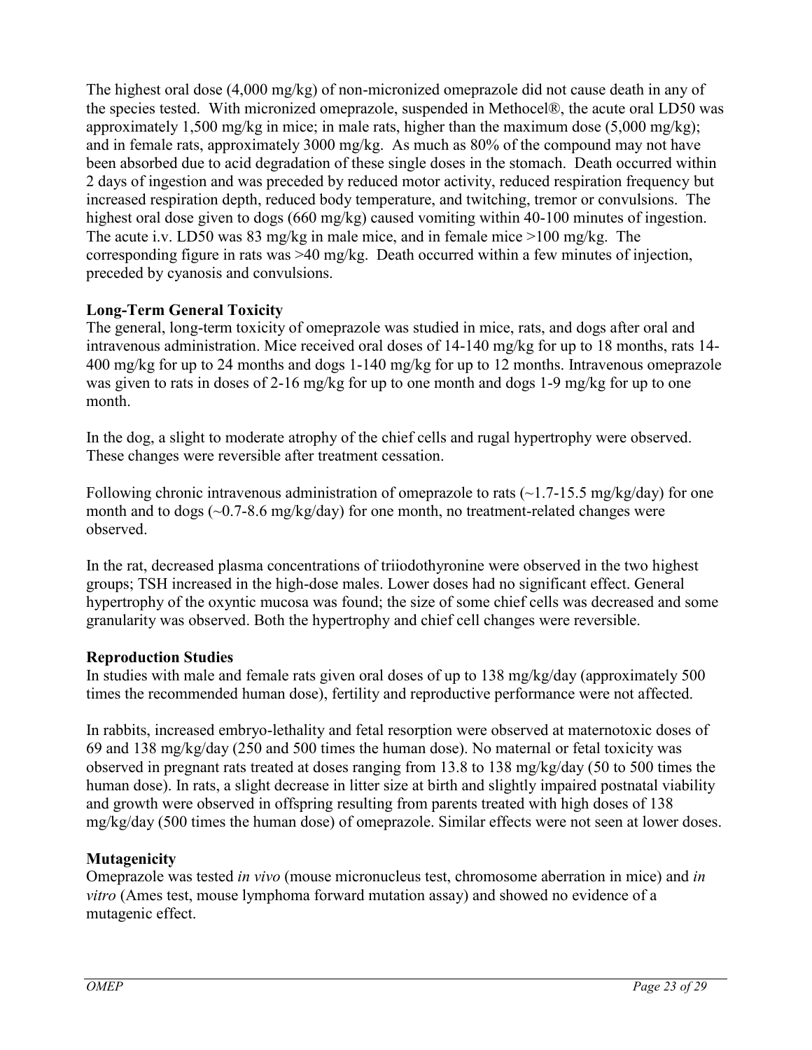The highest oral dose (4,000 mg/kg) of non-micronized omeprazole did not cause death in any of the species tested. With micronized omeprazole, suspended in Methocel®, the acute oral LD50 was approximately 1,500 mg/kg in mice; in male rats, higher than the maximum dose (5,000 mg/kg); and in female rats, approximately 3000 mg/kg. As much as 80% of the compound may not have been absorbed due to acid degradation of these single doses in the stomach. Death occurred within 2 days of ingestion and was preceded by reduced motor activity, reduced respiration frequency but increased respiration depth, reduced body temperature, and twitching, tremor or convulsions. The highest oral dose given to dogs (660 mg/kg) caused vomiting within 40-100 minutes of ingestion. The acute i.v. LD50 was 83 mg/kg in male mice, and in female mice >100 mg/kg. The corresponding figure in rats was >40 mg/kg. Death occurred within a few minutes of injection, preceded by cyanosis and convulsions.

**Long-Term General Toxicity**

The general, long-term toxicity of omeprazole was studied in mice, rats, and dogs after oral and intravenous administration. Mice received oral doses of 14-140 mg/kg for up to 18 months, rats 14-400 mg/kg for up to 24 months and dogs 1-140 mg/kg for up to 12 months. Intravenous omeprazole was given to rats in doses of 2-16 mg/kg for up to one month and dogs 1-9 mg/kg for up to one month.

In the dog, a slight to moderate atrophy of the chief cells and rugal hypertrophy were observed. These changes were reversible after treatment cessation.

Following chronic intravenous administration of omeprazole to rats (~1.7-15.5 mg/kg/day) for one month and to dogs (~0.7-8.6 mg/kg/day) for one month, no treatment-related changes were observed.

In the rat, decreased plasma concentrations of triiodothyronine were observed in the two highest groups; TSH increased in the high-dose males. Lower doses had no significant effect. General hypertrophy of the oxyntic mucosa was found; the size of some chief cells was decreased and some granularity was observed. Both the hypertrophy and chief cell changes were reversible.

**Reproduction Studies**

In studies with male and female rats given oral doses of up to 138 mg/kg/day (approximately 500 times the recommended human dose), fertility and reproductive performance were not affected.

In rabbits, increased embryo-lethality and fetal resorption were observed at maternotoxic doses of 69 and 138 mg/kg/day (250 and 500 times the human dose). No maternal or fetal toxicity was observed in pregnant rats treated at doses ranging from 13.8 to 138 mg/kg/day (50 to 500 times the human dose). In rats, a slight decrease in litter size at birth and slightly impaired postnatal viability and growth were observed in offspring resulting from parents treated with high doses of 138 mg/kg/day (500 times the human dose) of omeprazole. Similar effects were not seen at lower doses.

**Mutagenicity**

Omeprazole was tested *in vivo* (mouse micronucleus test, chromosome aberration in mice) and *in vitro* (Ames test, mouse lymphoma forward mutation assay) and showed no evidence of a mutagenic effect.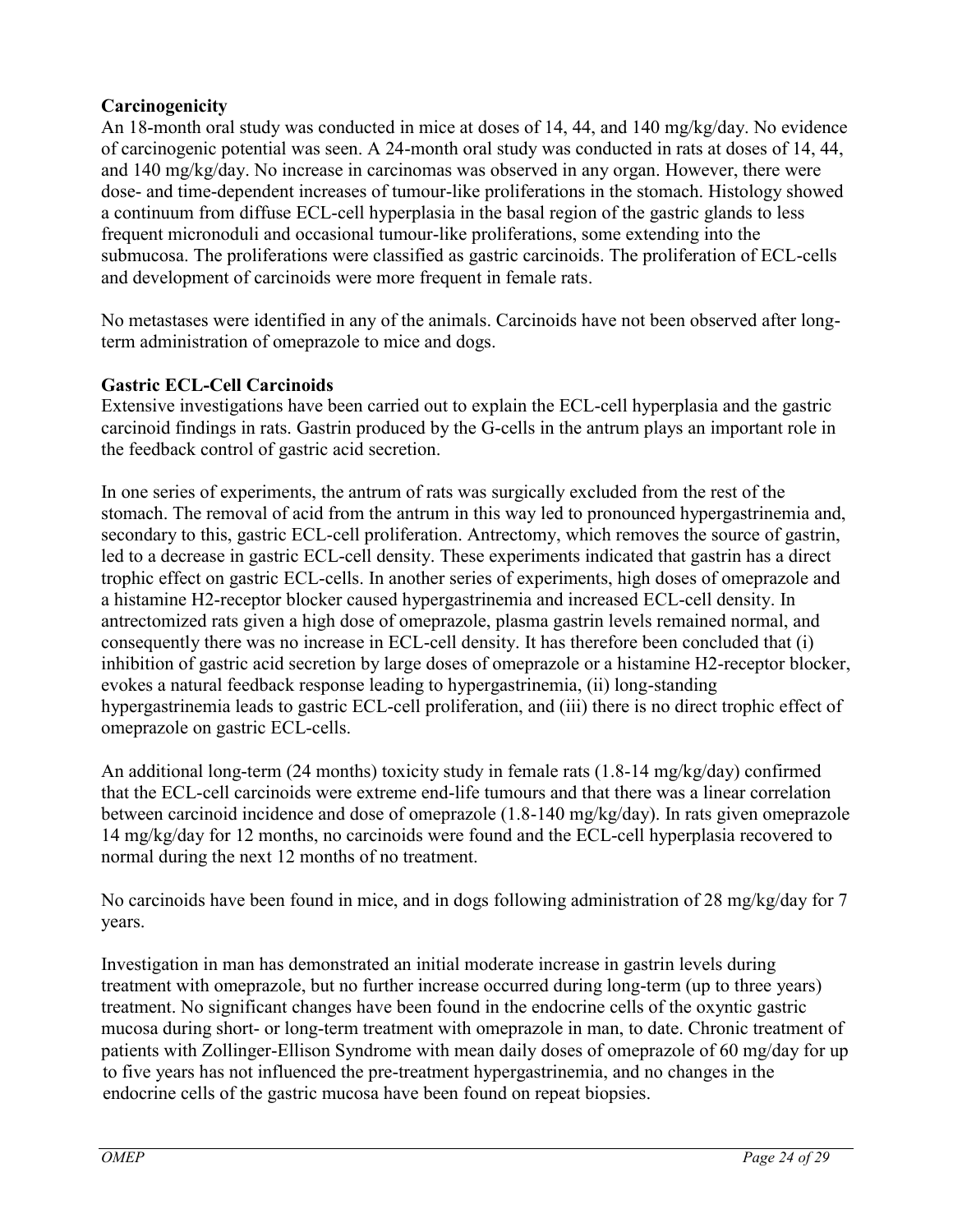**Carcinogenicity**

An 18-month oral study was conducted in mice at doses of 14, 44, and 140 mg/kg/day. No evidence of carcinogenic potential was seen. A 24-month oral study was conducted in rats at doses of 14, 44, and 140 mg/kg/day. No increase in carcinomas was observed in any organ. However, there were dose- and time-dependent increases of tumour-like proliferations in the stomach. Histology showed a continuum from diffuse ECL-cell hyperplasia in the basal region of the gastric glands to less frequent micronoduli and occasional tumour-like proliferations, some extending into the submucosa. The proliferations were classified as gastric carcinoids. The proliferation of ECL-cells and development of carcinoids were more frequent in female rats.

No metastases were identified in any of the animals. Carcinoids have not been observed after long-term administration of omeprazole to mice and dogs.

**Gastric ECL-Cell Carcinoids**

Extensive investigations have been carried out to explain the ECL-cell hyperplasia and the gastric carcinoid findings in rats. Gastrin produced by the G-cells in the antrum plays an important role in the feedback control of gastric acid secretion.

In one series of experiments, the antrum of rats was surgically excluded from the rest of the stomach. The removal of acid from the antrum in this way led to pronounced hypergastrinemia and, secondary to this, gastric ECL-cell proliferation. Antrectomy, which removes the source of gastrin, led to a decrease in gastric ECL-cell density. These experiments indicated that gastrin has a direct trophic effect on gastric ECL-cells. In another series of experiments, high doses of omeprazole and a histamine H2-receptor blocker caused hypergastrinemia and increased ECL-cell density. In antrectomized rats given a high dose of omeprazole, plasma gastrin levels remained normal, and consequently there was no increase in ECL-cell density. It has therefore been concluded that (i) inhibition of gastric acid secretion by large doses of omeprazole or a histamine H2-receptor blocker, evokes a natural feedback response leading to hypergastrinemia, (ii) long-standing hypergastrinemia leads to gastric ECL-cell proliferation, and (iii) there is no direct trophic effect of omeprazole on gastric ECL-cells.

An additional long-term (24 months) toxicity study in female rats (1.8-14 mg/kg/day) confirmed that the ECL-cell carcinoids were extreme end-life tumours and that there was a linear correlation between carcinoid incidence and dose of omeprazole (1.8-140 mg/kg/day). In rats given omeprazole 14 mg/kg/day for 12 months, no carcinoids were found and the ECL-cell hyperplasia recovered to normal during the next 12 months of no treatment.

No carcinoids have been found in mice, and in dogs following administration of 28 mg/kg/day for 7 years.

Investigation in man has demonstrated an initial moderate increase in gastrin levels during treatment with omeprazole, but no further increase occurred during long-term (up to three years) treatment. No significant changes have been found in the endocrine cells of the oxyntic gastric mucosa during short- or long-term treatment with omeprazole in man, to date. Chronic treatment of patients with Zollinger-Ellison Syndrome with mean daily doses of omeprazole of 60 mg/day for up to five years has not influenced the pre-treatment hypergastrinemia, and no changes in the endocrine cells of the gastric mucosa have been found on repeat biopsies.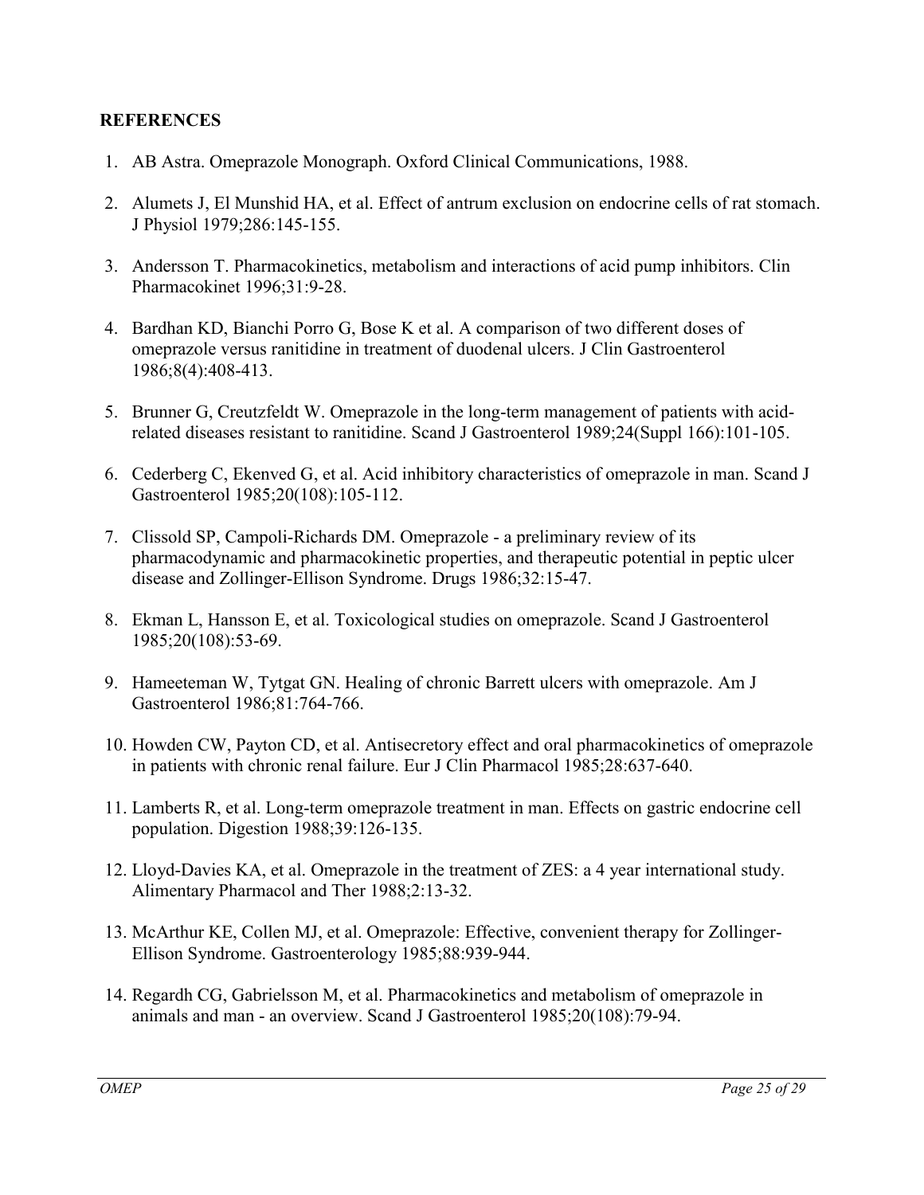## REFERENCES

1. AB Astra. Omeprazole Monograph. Oxford Clinical Communications, 1988.
2. Alumets J, El Munshid HA, et al. Effect of antrum exclusion on endocrine cells of rat stomach. J Physiol 1979;286:145-155.
3. Andersson T. Pharmacokinetics, metabolism and interactions of acid pump inhibitors. Clin Pharmacokinet 1996;31:9-28.
4. Bardhan KD, Bianchi Porro G, Bose K et al. A comparison of two different doses of omeprazole versus ranitidine in treatment of duodenal ulcers. J Clin Gastroenterol 1986;8(4):408-413.
5. Brunner G, Creutzfeldt W. Omeprazole in the long-term management of patients with acid-related diseases resistant to ranitidine. Scand J Gastroenterol 1989;24(Suppl 166):101-105.
6. Cederberg C, Ekenved G, et al. Acid inhibitory characteristics of omeprazole in man. Scand J Gastroenterol 1985;20(108):105-112.
7. Clissold SP, Campoli-Richards DM. Omeprazole - a preliminary review of its pharmacodynamic and pharmacokinetic properties, and therapeutic potential in peptic ulcer disease and Zollinger-Ellison Syndrome. Drugs 1986;32:15-47.
8. Ekman L, Hansson E, et al. Toxicological studies on omeprazole. Scand J Gastroenterol 1985;20(108):53-69.
9. Hameeteman W, Tytgat GN. Healing of chronic Barrett ulcers with omeprazole. Am J Gastroenterol 1986;81:764-766.
10. Howden CW, Payton CD, et al. Antisecretory effect and oral pharmacokinetics of omeprazole in patients with chronic renal failure. Eur J Clin Pharmacol 1985;28:637-640.
11. Lamberts R, et al. Long-term omeprazole treatment in man. Effects on gastric endocrine cell population. Digestion 1988;39:126-135.
12. Lloyd-Davies KA, et al. Omeprazole in the treatment of ZES: a 4 year international study. Alimentary Pharmacol and Ther 1988;2:13-32.
13. McArthur KE, Collen MJ, et al. Omeprazole: Effective, convenient therapy for Zollinger-Ellison Syndrome. Gastroenterology 1985;88:939-944.
14. Regardh CG, Gabrielsson M, et al. Pharmacokinetics and metabolism of omeprazole in animals and man - an overview. Scand J Gastroenterol 1985;20(108):79-94.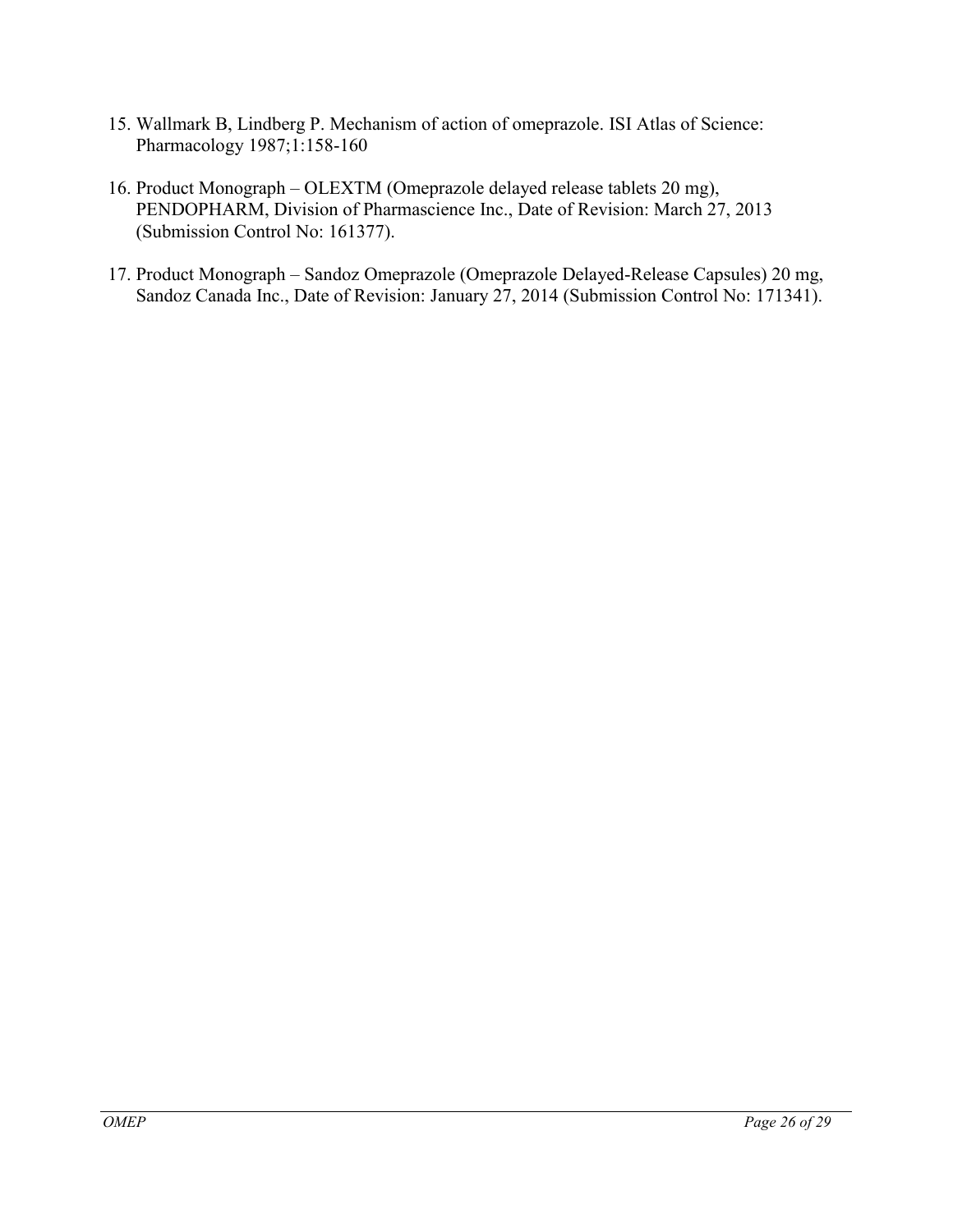15. Wallmark B, Lindberg P. Mechanism of action of omeprazole. ISI Atlas of Science: Pharmacology 1987;1:158-160

16. Product Monograph – OLEXTM (Omeprazole delayed release tablets 20 mg), PENDOPHARM, Division of Pharmascience Inc., Date of Revision: March 27, 2013 (Submission Control No: 161377).

17. Product Monograph – Sandoz Omeprazole (Omeprazole Delayed-Release Capsules) 20 mg, Sandoz Canada Inc., Date of Revision: January 27, 2014 (Submission Control No: 171341).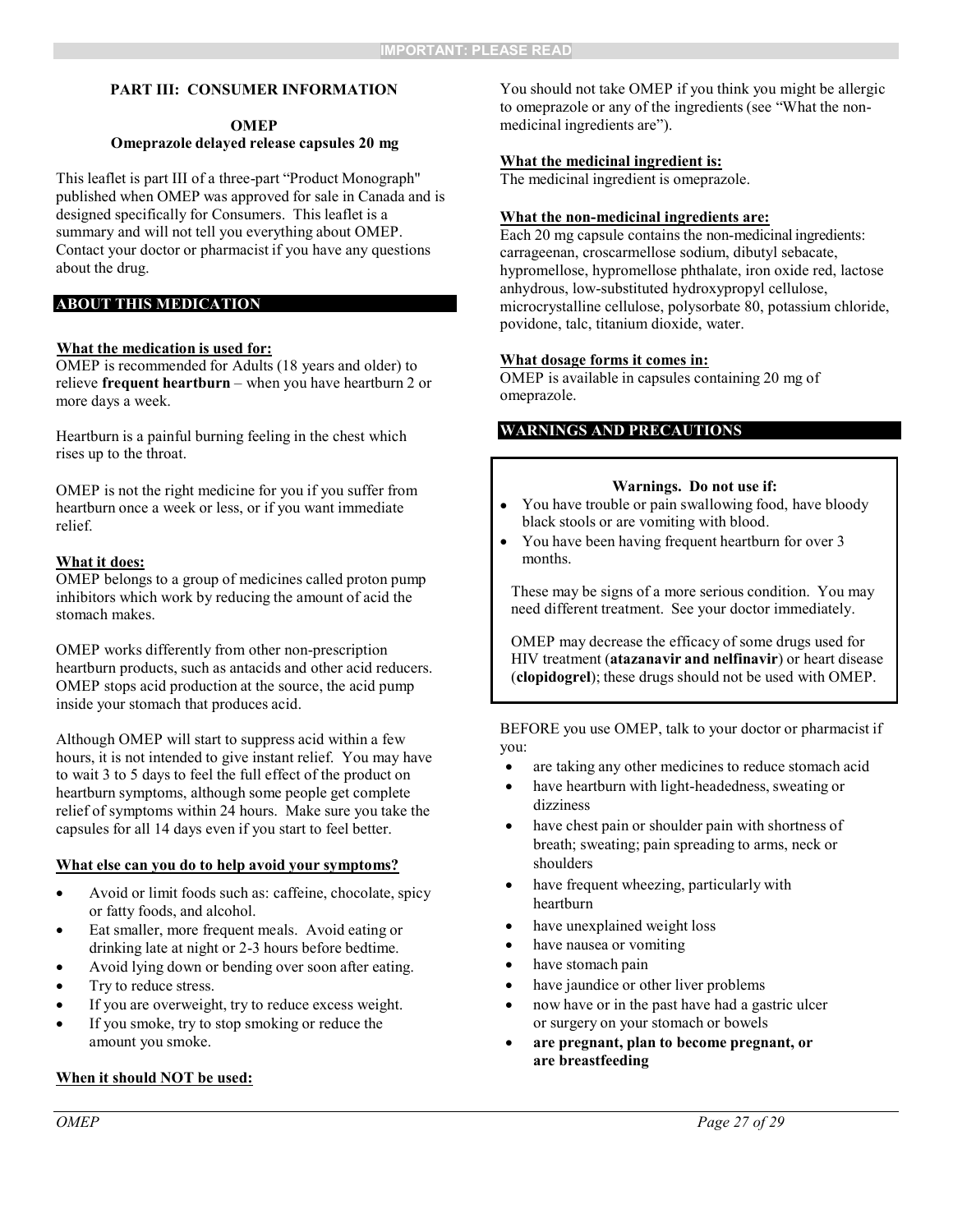IMPORTANT: PLEASE READ

### PART III: CONSUMER INFORMATION

**OMEP**
**Omeprazole delayed release capsules 20 mg**

This leaflet is part III of a three-part "Product Monograph" published when OMEP was approved for sale in Canada and is designed specifically for Consumers. This leaflet is a summary and will not tell you everything about OMEP. Contact your doctor or pharmacist if you have any questions about the drug.

## ABOUT THIS MEDICATION

**What the medication is used for:**
OMEP is recommended for Adults (18 years and older) to relieve **frequent heartburn** – when you have heartburn 2 or more days a week.

Heartburn is a painful burning feeling in the chest which rises up to the throat.

OMEP is not the right medicine for you if you suffer from heartburn once a week or less, or if you want immediate relief.

**What it does:**
OMEP belongs to a group of medicines called proton pump inhibitors which work by reducing the amount of acid the stomach makes.

OMEP works differently from other non-prescription heartburn products, such as antacids and other acid reducers. OMEP stops acid production at the source, the acid pump inside your stomach that produces acid.

Although OMEP will start to suppress acid within a few hours, it is not intended to give instant relief. You may have to wait 3 to 5 days to feel the full effect of the product on heartburn symptoms, although some people get complete relief of symptoms within 24 hours. Make sure you take the capsules for all 14 days even if you start to feel better.

**What else can you do to help avoid your symptoms?**

- Avoid or limit foods such as: caffeine, chocolate, spicy or fatty foods, and alcohol.
- Eat smaller, more frequent meals. Avoid eating or drinking late at night or 2-3 hours before bedtime.
- Avoid lying down or bending over soon after eating.
- Try to reduce stress.
- If you are overweight, try to reduce excess weight.
- If you smoke, try to stop smoking or reduce the amount you smoke.

**When it should NOT be used:**

You should not take OMEP if you think you might be allergic to omeprazole or any of the ingredients (see "What the non-medicinal ingredients are").

**What the medicinal ingredient is:**
The medicinal ingredient is omeprazole.

**What the non-medicinal ingredients are:**
Each 20 mg capsule contains the non-medicinal ingredients: carrageenan, croscarmellose sodium, dibutyl sebacate, hypromellose, hypromellose phthalate, iron oxide red, lactose anhydrous, low-substituted hydroxypropyl cellulose, microcrystalline cellulose, polysorbate 80, potassium chloride, povidone, talc, titanium dioxide, water.

**What dosage forms it comes in:**
OMEP is available in capsules containing 20 mg of omeprazole.

## WARNINGS AND PRECAUTIONS

**Warnings. Do not use if:**

- You have trouble or pain swallowing food, have bloody black stools or are vomiting with blood.
- You have been having frequent heartburn for over 3 months.

These may be signs of a more serious condition. You may need different treatment. See your doctor immediately.

OMEP may decrease the efficacy of some drugs used for HIV treatment (**atazanavir and nelfinavir**) or heart disease (**clopidogrel**); these drugs should not be used with OMEP.

BEFORE you use OMEP, talk to your doctor or pharmacist if you:

- are taking any other medicines to reduce stomach acid
- have heartburn with light-headedness, sweating or dizziness
- have chest pain or shoulder pain with shortness of breath; sweating; pain spreading to arms, neck or shoulders
- have frequent wheezing, particularly with heartburn
- have unexplained weight loss
- have nausea or vomiting
- have stomach pain
- have jaundice or other liver problems
- now have or in the past have had a gastric ulcer or surgery on your stomach or bowels
- **are pregnant, plan to become pregnant, or are breastfeeding**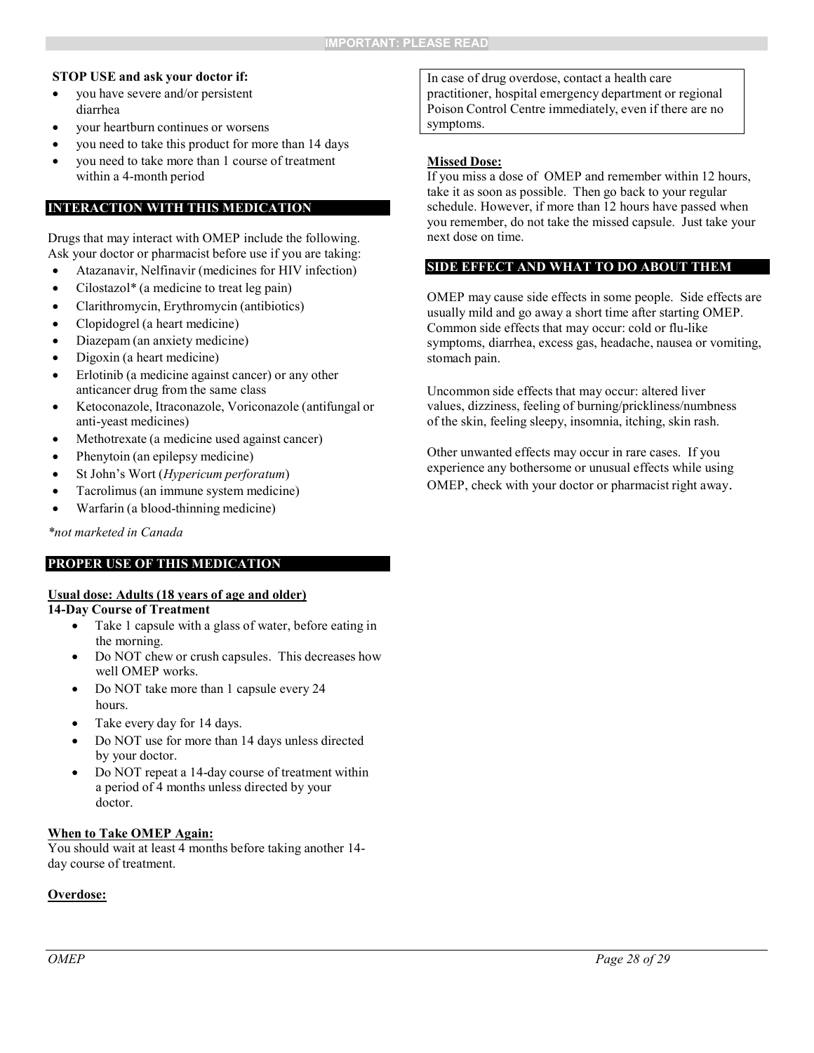**STOP USE and ask your doctor if:**

- you have severe and/or persistent diarrhea
- your heartburn continues or worsens
- you need to take this product for more than 14 days
- you need to take more than 1 course of treatment within a 4-month period

## INTERACTION WITH THIS MEDICATION

Drugs that may interact with OMEP include the following. Ask your doctor or pharmacist before use if you are taking:

- Atazanavir, Nelfinavir (medicines for HIV infection)
- Cilostazol* (a medicine to treat leg pain)
- Clarithromycin, Erythromycin (antibiotics)
- Clopidogrel (a heart medicine)
- Diazepam (an anxiety medicine)
- Digoxin (a heart medicine)
- Erlotinib (a medicine against cancer) or any other anticancer drug from the same class
- Ketoconazole, Itraconazole, Voriconazole (antifungal or anti-yeast medicines)
- Methotrexate (a medicine used against cancer)
- Phenytoin (an epilepsy medicine)
- St John's Wort (*Hypericum perforatum*)
- Tacrolimus (an immune system medicine)
- Warfarin (a blood-thinning medicine)

**not marketed in Canada*

## PROPER USE OF THIS MEDICATION

**Usual dose: Adults (18 years of age and older)**
**14-Day Course of Treatment**

- Take 1 capsule with a glass of water, before eating in the morning.
- Do NOT chew or crush capsules. This decreases how well OMEP works.
- Do NOT take more than 1 capsule every 24 hours.
- Take every day for 14 days.
- Do NOT use for more than 14 days unless directed by your doctor.
- Do NOT repeat a 14-day course of treatment within a period of 4 months unless directed by your doctor.

**When to Take OMEP Again:**
You should wait at least 4 months before taking another 14-day course of treatment.

**Overdose:**

> In case of drug overdose, contact a health care practitioner, hospital emergency department or regional Poison Control Centre immediately, even if there are no symptoms.

**Missed Dose:**
If you miss a dose of OMEP and remember within 12 hours, take it as soon as possible. Then go back to your regular schedule. However, if more than 12 hours have passed when you remember, do not take the missed capsule. Just take your next dose on time.

## SIDE EFFECT AND WHAT TO DO ABOUT THEM

OMEP may cause side effects in some people. Side effects are usually mild and go away a short time after starting OMEP. Common side effects that may occur: cold or flu-like symptoms, diarrhea, excess gas, headache, nausea or vomiting, stomach pain.

Uncommon side effects that may occur: altered liver values, dizziness, feeling of burning/prickliness/numbness of the skin, feeling sleepy, insomnia, itching, skin rash.

Other unwanted effects may occur in rare cases. If you experience any bothersome or unusual effects while using OMEP, check with your doctor or pharmacist right away.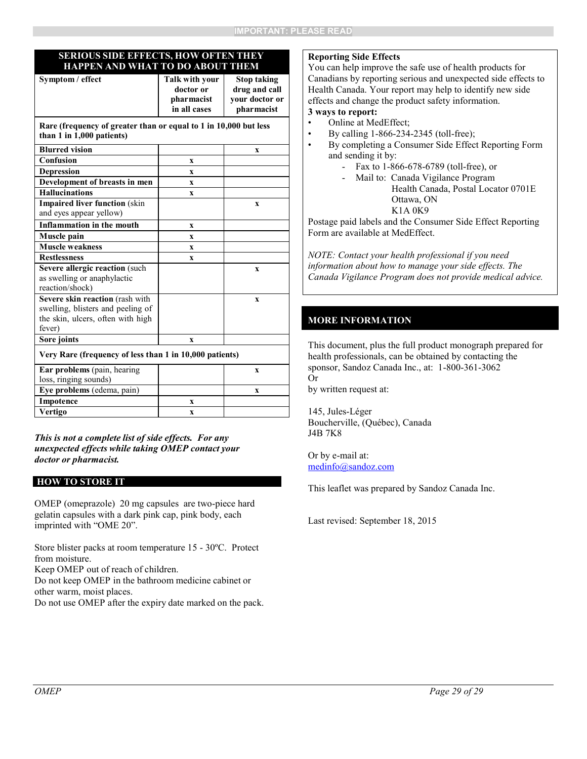| SERIOUS SIDE EFFECTS, HOW OFTEN THEY HAPPEN AND WHAT TO DO ABOUT THEM | | |
|---|---|---|
| **Symptom / effect** | **Talk with your doctor or pharmacist in all cases** | **Stop taking drug and call your doctor or pharmacist** |
| **Rare (frequency of greater than or equal to 1 in 10,000 but less than 1 in 1,000 patients)** | | |
| **Blurred vision** | | x |
| **Confusion** | x | |
| **Depression** | x | |
| **Development of breasts in men** | x | |
| **Hallucinations** | x | |
| **Impaired liver function** (skin and eyes appear yellow) | | x |
| **Inflammation in the mouth** | x | |
| **Muscle pain** | x | |
| **Muscle weakness** | x | |
| **Restlessness** | x | |
| **Severe allergic reaction** (such as swelling or anaphylactic reaction/shock) | | x |
| **Severe skin reaction** (rash with swelling, blisters and peeling of the skin, ulcers, often with high fever) | | x |
| **Sore joints** | x | |
| **Very Rare (frequency of less than 1 in 10,000 patients)** | | |
| **Ear problems** (pain, hearing loss, ringing sounds) | | x |
| **Eye problems** (edema, pain) | | x |
| **Impotence** | x | |
| **Vertigo** | x | |

***This is not a complete list of side effects. For any unexpected effects while taking OMEP contact your doctor or pharmacist.***

## HOW TO STORE IT

OMEP (omeprazole) 20 mg capsules are two-piece hard gelatin capsules with a dark pink cap, pink body, each imprinted with "OME 20".

Store blister packs at room temperature 15 - 30ºC. Protect from moisture.
Keep OMEP out of reach of children.
Do not keep OMEP in the bathroom medicine cabinet or other warm, moist places.
Do not use OMEP after the expiry date marked on the pack.

**Reporting Side Effects**
You can help improve the safe use of health products for Canadians by reporting serious and unexpected side effects to Health Canada. Your report may help to identify new side effects and change the product safety information.

**3 ways to report:**

- Online at MedEffect;
- By calling 1-866-234-2345 (toll-free);
- By completing a Consumer Side Effect Reporting Form and sending it by:
  - Fax to 1-866-678-6789 (toll-free), or
  - Mail to: Canada Vigilance Program
    Health Canada, Postal Locator 0701E
    Ottawa, ON
    K1A 0K9

Postage paid labels and the Consumer Side Effect Reporting Form are available at MedEffect.

*NOTE: Contact your health professional if you need information about how to manage your side effects. The Canada Vigilance Program does not provide medical advice.*

## MORE INFORMATION

This document, plus the full product monograph prepared for health professionals, can be obtained by contacting the sponsor, Sandoz Canada Inc., at: 1-800-361-3062
Or
by written request at:

145, Jules-Léger
Boucherville, (Québec), Canada
J4B 7K8

Or by e-mail at:
medinfo@sandoz.com

This leaflet was prepared by Sandoz Canada Inc.

Last revised: September 18, 2015